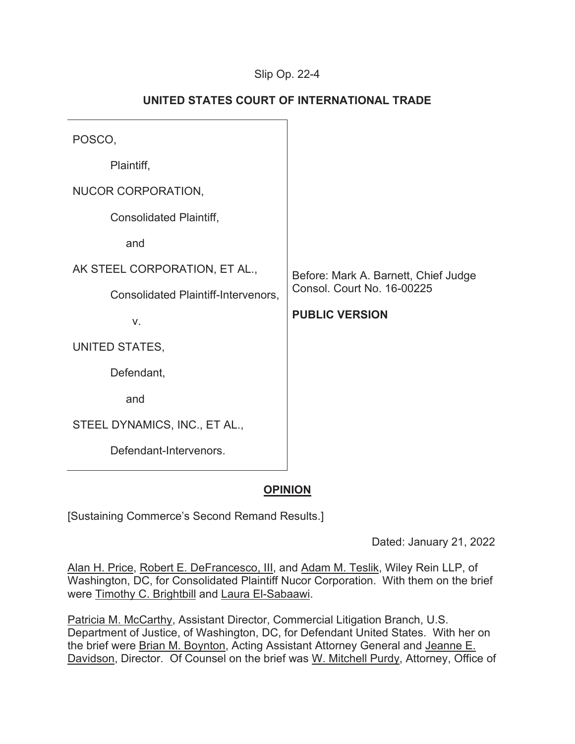Slip Op. 22-4

## UNITED STATES COURT OF INTERNATIONAL TRADE

| | |
|---|---|
| POSCO,<br><br>Plaintiff,<br><br>NUCOR CORPORATION,<br><br>Consolidated Plaintiff,<br><br>and<br><br>AK STEEL CORPORATION, ET AL.,<br><br>Consolidated Plaintiff-Intervenors,<br><br>v.<br><br>UNITED STATES,<br><br>Defendant,<br><br>and<br><br>STEEL DYNAMICS, INC., ET AL.,<br><br>Defendant-Intervenors. | Before: Mark A. Barnett, Chief Judge<br>Consol. Court No. 16-00225<br><br>**PUBLIC VERSION** |

## OPINION

[Sustaining Commerce's Second Remand Results.]

Dated: January 21, 2022

Alan H. Price, Robert E. DeFrancesco, III, and Adam M. Teslik, Wiley Rein LLP, of Washington, DC, for Consolidated Plaintiff Nucor Corporation. With them on the brief were Timothy C. Brightbill and Laura El-Sabaawi.

Patricia M. McCarthy, Assistant Director, Commercial Litigation Branch, U.S. Department of Justice, of Washington, DC, for Defendant United States. With her on the brief were Brian M. Boynton, Acting Assistant Attorney General and Jeanne E. Davidson, Director. Of Counsel on the brief was W. Mitchell Purdy, Attorney, Office of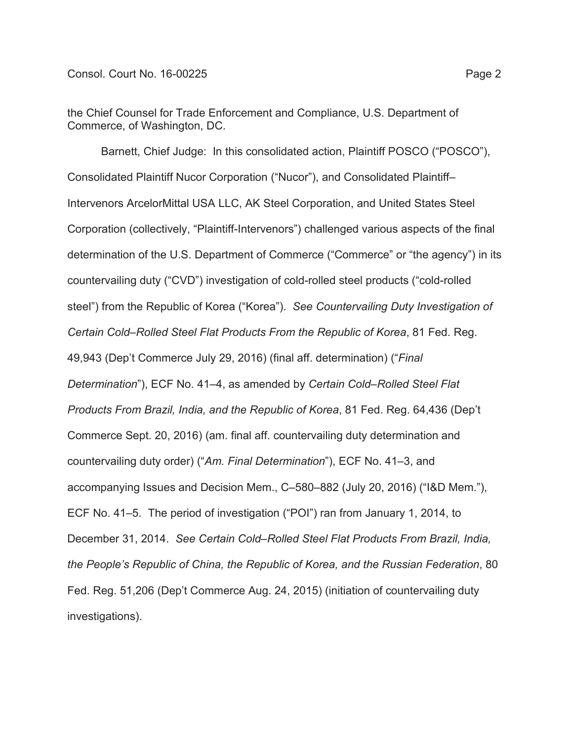the Chief Counsel for Trade Enforcement and Compliance, U.S. Department of Commerce, of Washington, DC.

Barnett, Chief Judge: In this consolidated action, Plaintiff POSCO ("POSCO"), Consolidated Plaintiff Nucor Corporation ("Nucor"), and Consolidated Plaintiff–Intervenors ArcelorMittal USA LLC, AK Steel Corporation, and United States Steel Corporation (collectively, "Plaintiff-Intervenors") challenged various aspects of the final determination of the U.S. Department of Commerce ("Commerce" or "the agency") in its countervailing duty ("CVD") investigation of cold-rolled steel products ("cold-rolled steel") from the Republic of Korea ("Korea"). *See Countervailing Duty Investigation of Certain Cold–Rolled Steel Flat Products From the Republic of Korea*, 81 Fed. Reg. 49,943 (Dep't Commerce July 29, 2016) (final aff. determination) ("*Final Determination*"), ECF No. 41–4, as amended by *Certain Cold–Rolled Steel Flat Products From Brazil, India, and the Republic of Korea*, 81 Fed. Reg. 64,436 (Dep't Commerce Sept. 20, 2016) (am. final aff. countervailing duty determination and countervailing duty order) ("*Am. Final Determination*"), ECF No. 41–3, and accompanying Issues and Decision Mem., C–580–882 (July 20, 2016) ("I&D Mem."), ECF No. 41–5. The period of investigation ("POI") ran from January 1, 2014, to December 31, 2014. *See Certain Cold–Rolled Steel Flat Products From Brazil, India, the People's Republic of China, the Republic of Korea, and the Russian Federation*, 80 Fed. Reg. 51,206 (Dep't Commerce Aug. 24, 2015) (initiation of countervailing duty investigations).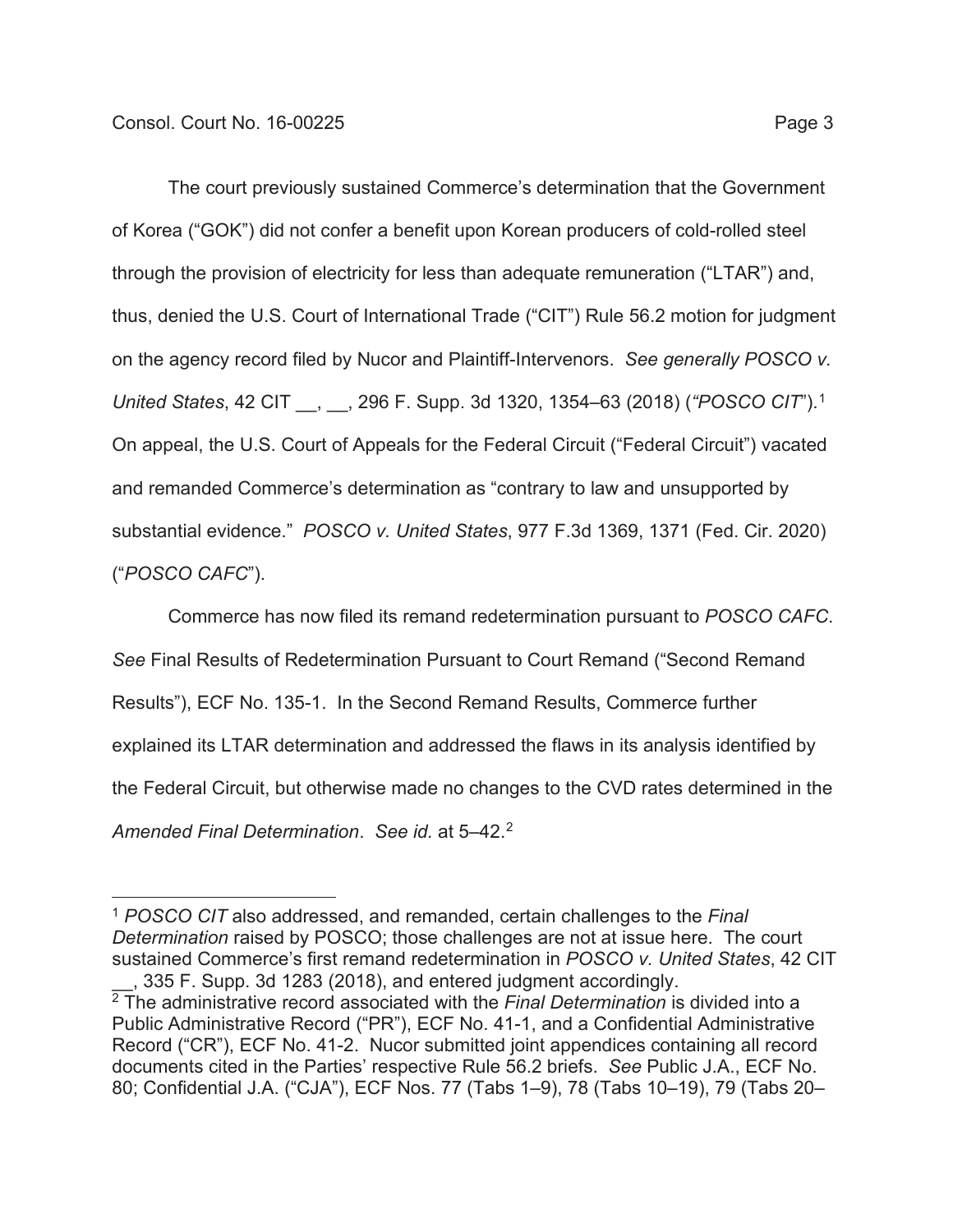The court previously sustained Commerce's determination that the Government of Korea ("GOK") did not confer a benefit upon Korean producers of cold-rolled steel through the provision of electricity for less than adequate remuneration ("LTAR") and, thus, denied the U.S. Court of International Trade ("CIT") Rule 56.2 motion for judgment on the agency record filed by Nucor and Plaintiff-Intervenors. *See generally POSCO v. United States*, 42 CIT __, __, 296 F. Supp. 3d 1320, 1354–63 (2018) (*"POSCO CIT"*).[1] On appeal, the U.S. Court of Appeals for the Federal Circuit ("Federal Circuit") vacated and remanded Commerce's determination as "contrary to law and unsupported by substantial evidence." *POSCO v. United States*, 977 F.3d 1369, 1371 (Fed. Cir. 2020) ("*POSCO CAFC*").

Commerce has now filed its remand redetermination pursuant to *POSCO CAFC*. *See* Final Results of Redetermination Pursuant to Court Remand ("Second Remand Results"), ECF No. 135-1. In the Second Remand Results, Commerce further explained its LTAR determination and addressed the flaws in its analysis identified by the Federal Circuit, but otherwise made no changes to the CVD rates determined in the *Amended Final Determination*. *See id.* at 5–42.[2]

---

[1] *POSCO CIT* also addressed, and remanded, certain challenges to the *Final Determination* raised by POSCO; those challenges are not at issue here. The court sustained Commerce's first remand redetermination in *POSCO v. United States*, 42 CIT __, 335 F. Supp. 3d 1283 (2018), and entered judgment accordingly.

[2] The administrative record associated with the *Final Determination* is divided into a Public Administrative Record ("PR"), ECF No. 41-1, and a Confidential Administrative Record ("CR"), ECF No. 41-2. Nucor submitted joint appendices containing all record documents cited in the Parties' respective Rule 56.2 briefs. *See* Public J.A., ECF No. 80; Confidential J.A. ("CJA"), ECF Nos. 77 (Tabs 1–9), 78 (Tabs 10–19), 79 (Tabs 20–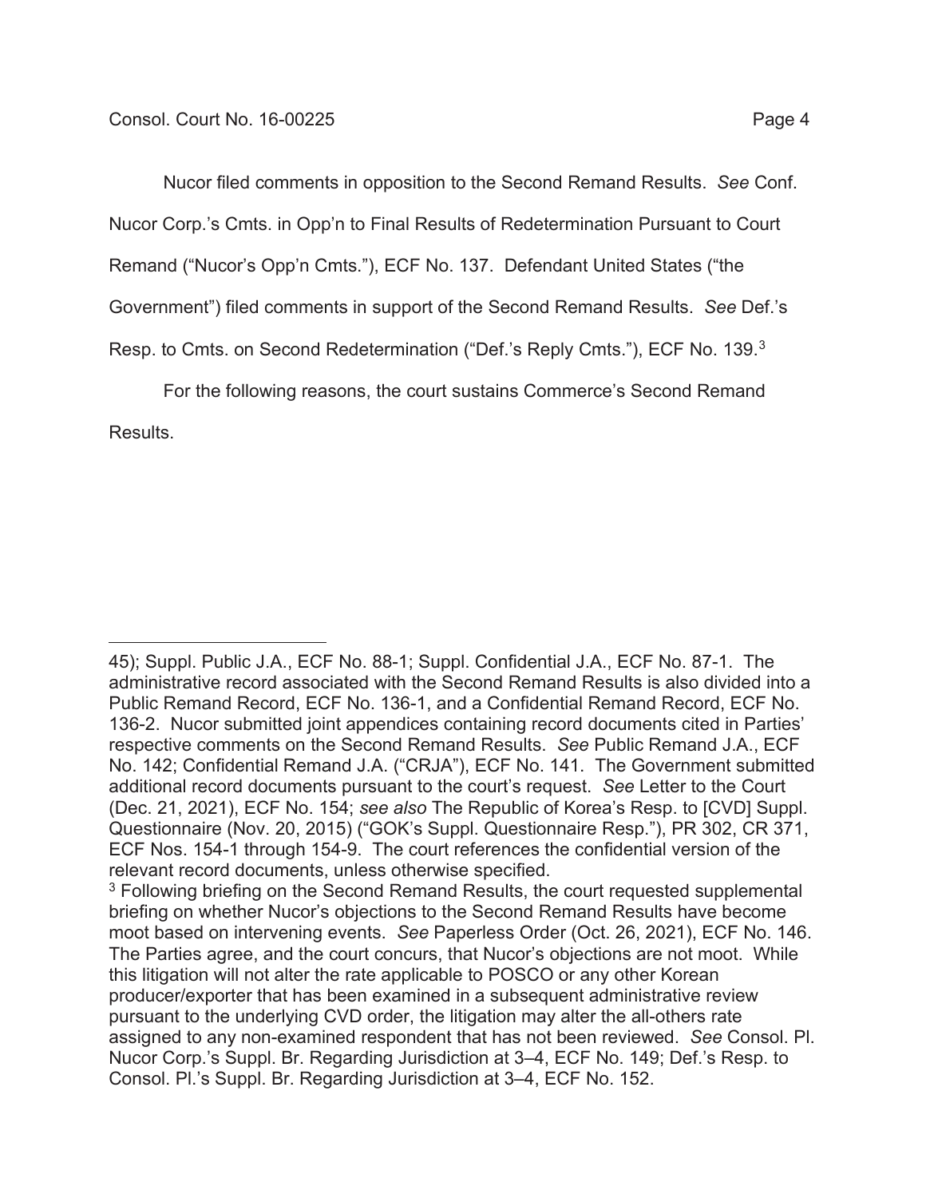Nucor filed comments in opposition to the Second Remand Results. *See* Conf. Nucor Corp.'s Cmts. in Opp'n to Final Results of Redetermination Pursuant to Court Remand ("Nucor's Opp'n Cmts."), ECF No. 137. Defendant United States ("the Government") filed comments in support of the Second Remand Results. *See* Def.'s Resp. to Cmts. on Second Redetermination ("Def.'s Reply Cmts."), ECF No. 139.[3]

For the following reasons, the court sustains Commerce's Second Remand Results.

---

45); Suppl. Public J.A., ECF No. 88-1; Suppl. Confidential J.A., ECF No. 87-1. The administrative record associated with the Second Remand Results is also divided into a Public Remand Record, ECF No. 136-1, and a Confidential Remand Record, ECF No. 136-2. Nucor submitted joint appendices containing record documents cited in Parties' respective comments on the Second Remand Results. *See* Public Remand J.A., ECF No. 142; Confidential Remand J.A. ("CRJA"), ECF No. 141. The Government submitted additional record documents pursuant to the court's request. *See* Letter to the Court (Dec. 21, 2021), ECF No. 154; *see also* The Republic of Korea's Resp. to [CVD] Suppl. Questionnaire (Nov. 20, 2015) ("GOK's Suppl. Questionnaire Resp."), PR 302, CR 371, ECF Nos. 154-1 through 154-9. The court references the confidential version of the relevant record documents, unless otherwise specified.

[3] Following briefing on the Second Remand Results, the court requested supplemental briefing on whether Nucor's objections to the Second Remand Results have become moot based on intervening events. *See* Paperless Order (Oct. 26, 2021), ECF No. 146. The Parties agree, and the court concurs, that Nucor's objections are not moot. While this litigation will not alter the rate applicable to POSCO or any other Korean producer/exporter that has been examined in a subsequent administrative review pursuant to the underlying CVD order, the litigation may alter the all-others rate assigned to any non-examined respondent that has not been reviewed. *See* Consol. Pl. Nucor Corp.'s Suppl. Br. Regarding Jurisdiction at 3–4, ECF No. 149; Def.'s Resp. to Consol. Pl.'s Suppl. Br. Regarding Jurisdiction at 3–4, ECF No. 152.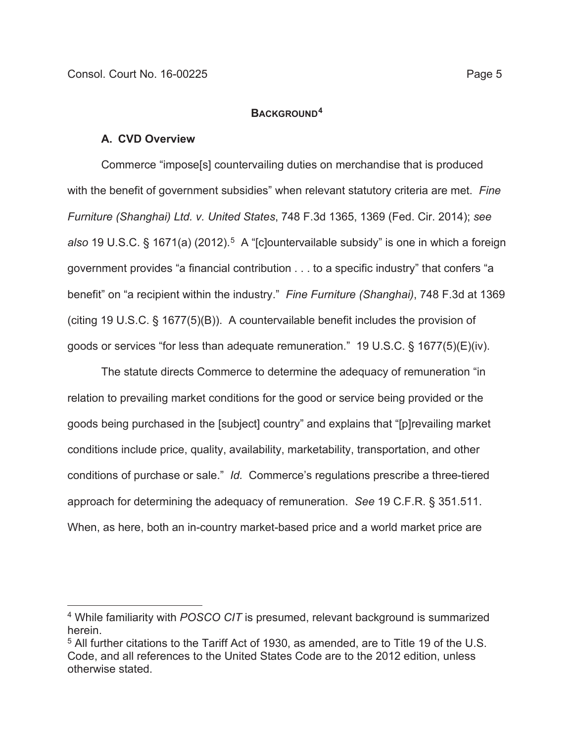## BACKGROUND[4]

### A. CVD Overview

Commerce "impose[s] countervailing duties on merchandise that is produced with the benefit of government subsidies" when relevant statutory criteria are met. *Fine Furniture (Shanghai) Ltd. v. United States*, 748 F.3d 1365, 1369 (Fed. Cir. 2014); *see also* 19 U.S.C. § 1671(a) (2012).[5] A "[c]ountervailable subsidy" is one in which a foreign government provides "a financial contribution . . . to a specific industry" that confers "a benefit" on "a recipient within the industry." *Fine Furniture (Shanghai)*, 748 F.3d at 1369 (citing 19 U.S.C. § 1677(5)(B)). A countervailable benefit includes the provision of goods or services "for less than adequate remuneration." 19 U.S.C. § 1677(5)(E)(iv).

The statute directs Commerce to determine the adequacy of remuneration "in relation to prevailing market conditions for the good or service being provided or the goods being purchased in the [subject] country" and explains that "[p]revailing market conditions include price, quality, availability, marketability, transportation, and other conditions of purchase or sale." *Id.* Commerce's regulations prescribe a three-tiered approach for determining the adequacy of remuneration. *See* 19 C.F.R. § 351.511. When, as here, both an in-country market-based price and a world market price are

---

[4] While familiarity with *POSCO CIT* is presumed, relevant background is summarized herein.

[5] All further citations to the Tariff Act of 1930, as amended, are to Title 19 of the U.S. Code, and all references to the United States Code are to the 2012 edition, unless otherwise stated.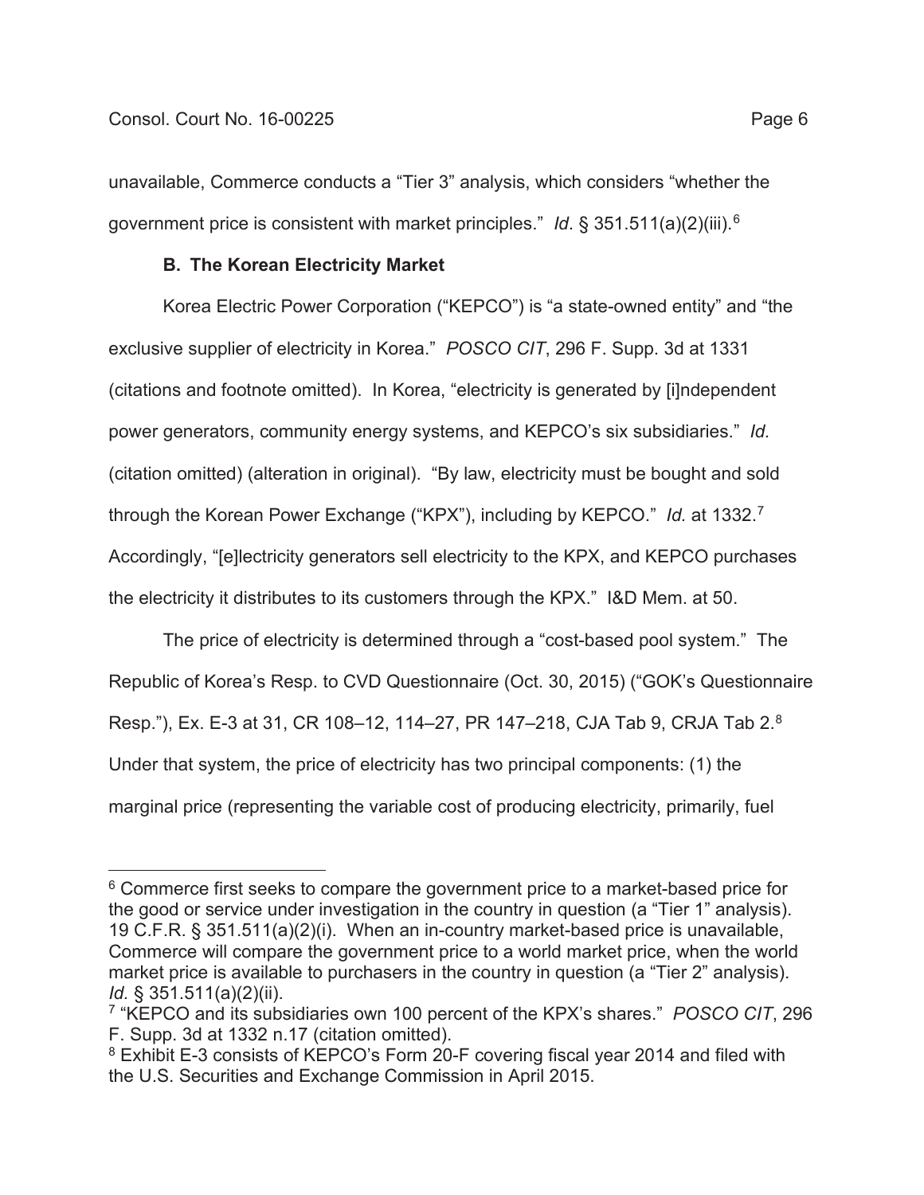unavailable, Commerce conducts a "Tier 3" analysis, which considers "whether the government price is consistent with market principles." *Id*. § 351.511(a)(2)(iii).[6]

### B. The Korean Electricity Market

Korea Electric Power Corporation ("KEPCO") is "a state-owned entity" and "the exclusive supplier of electricity in Korea." *POSCO CIT*, 296 F. Supp. 3d at 1331 (citations and footnote omitted). In Korea, "electricity is generated by [i]ndependent power generators, community energy systems, and KEPCO's six subsidiaries." *Id.* (citation omitted) (alteration in original). "By law, electricity must be bought and sold through the Korean Power Exchange ("KPX"), including by KEPCO." *Id.* at 1332.[7] Accordingly, "[e]lectricity generators sell electricity to the KPX, and KEPCO purchases the electricity it distributes to its customers through the KPX." I&D Mem. at 50.

The price of electricity is determined through a "cost-based pool system." The Republic of Korea's Resp. to CVD Questionnaire (Oct. 30, 2015) ("GOK's Questionnaire Resp."), Ex. E-3 at 31, CR 108–12, 114–27, PR 147–218, CJA Tab 9, CRJA Tab 2.[8] Under that system, the price of electricity has two principal components: (1) the marginal price (representing the variable cost of producing electricity, primarily, fuel

---

[6] Commerce first seeks to compare the government price to a market-based price for the good or service under investigation in the country in question (a "Tier 1" analysis). 19 C.F.R. § 351.511(a)(2)(i). When an in-country market-based price is unavailable, Commerce will compare the government price to a world market price, when the world market price is available to purchasers in the country in question (a "Tier 2" analysis). *Id.* § 351.511(a)(2)(ii).

[7] "KEPCO and its subsidiaries own 100 percent of the KPX's shares." *POSCO CIT*, 296 F. Supp. 3d at 1332 n.17 (citation omitted).

[8] Exhibit E-3 consists of KEPCO's Form 20-F covering fiscal year 2014 and filed with the U.S. Securities and Exchange Commission in April 2015.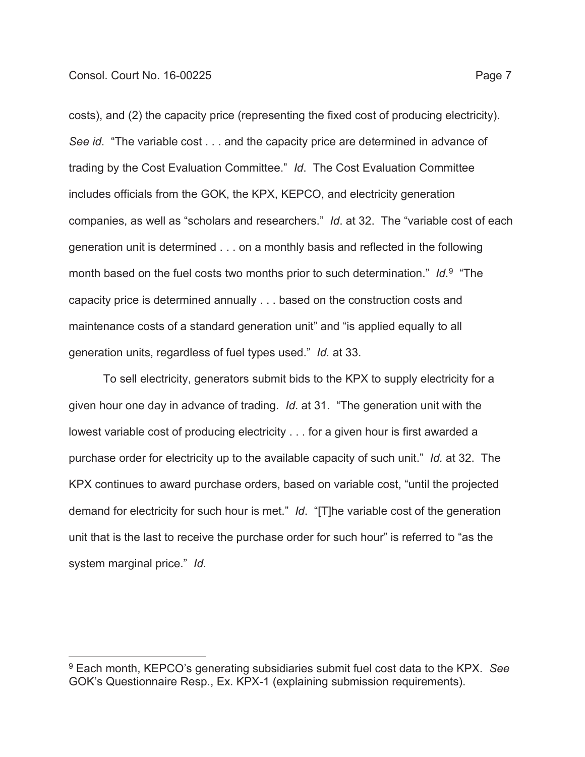costs), and (2) the capacity price (representing the fixed cost of producing electricity). *See id*. "The variable cost . . . and the capacity price are determined in advance of trading by the Cost Evaluation Committee." *Id*. The Cost Evaluation Committee includes officials from the GOK, the KPX, KEPCO, and electricity generation companies, as well as "scholars and researchers." *Id*. at 32. The "variable cost of each generation unit is determined . . . on a monthly basis and reflected in the following month based on the fuel costs two months prior to such determination." *Id*.[9] "The capacity price is determined annually . . . based on the construction costs and maintenance costs of a standard generation unit" and "is applied equally to all generation units, regardless of fuel types used." *Id.* at 33.

To sell electricity, generators submit bids to the KPX to supply electricity for a given hour one day in advance of trading. *Id*. at 31. "The generation unit with the lowest variable cost of producing electricity . . . for a given hour is first awarded a purchase order for electricity up to the available capacity of such unit." *Id.* at 32. The KPX continues to award purchase orders, based on variable cost, "until the projected demand for electricity for such hour is met." *Id*. "[T]he variable cost of the generation unit that is the last to receive the purchase order for such hour" is referred to "as the system marginal price." *Id.*

---

[9] Each month, KEPCO's generating subsidiaries submit fuel cost data to the KPX. *See* GOK's Questionnaire Resp., Ex. KPX-1 (explaining submission requirements).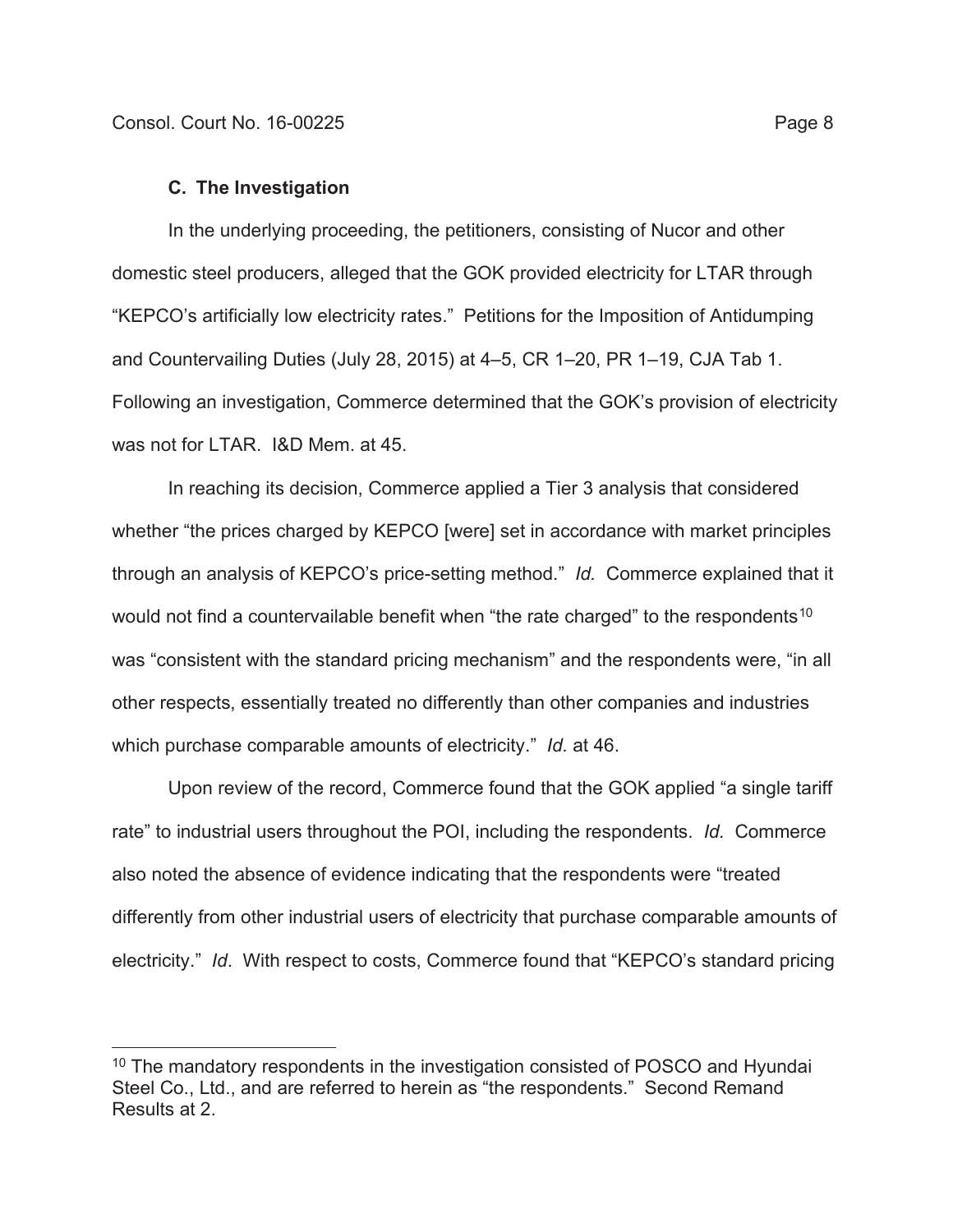### C. The Investigation

In the underlying proceeding, the petitioners, consisting of Nucor and other domestic steel producers, alleged that the GOK provided electricity for LTAR through "KEPCO's artificially low electricity rates." Petitions for the Imposition of Antidumping and Countervailing Duties (July 28, 2015) at 4–5, CR 1–20, PR 1–19, CJA Tab 1. Following an investigation, Commerce determined that the GOK's provision of electricity was not for LTAR. I&D Mem. at 45.

In reaching its decision, Commerce applied a Tier 3 analysis that considered whether "the prices charged by KEPCO [were] set in accordance with market principles through an analysis of KEPCO's price-setting method." *Id.* Commerce explained that it would not find a countervailable benefit when "the rate charged" to the respondents[10] was "consistent with the standard pricing mechanism" and the respondents were, "in all other respects, essentially treated no differently than other companies and industries which purchase comparable amounts of electricity." *Id.* at 46.

Upon review of the record, Commerce found that the GOK applied "a single tariff rate" to industrial users throughout the POI, including the respondents. *Id.* Commerce also noted the absence of evidence indicating that the respondents were "treated differently from other industrial users of electricity that purchase comparable amounts of electricity." *Id*. With respect to costs, Commerce found that "KEPCO's standard pricing

---

[10] The mandatory respondents in the investigation consisted of POSCO and Hyundai Steel Co., Ltd., and are referred to herein as "the respondents." Second Remand Results at 2.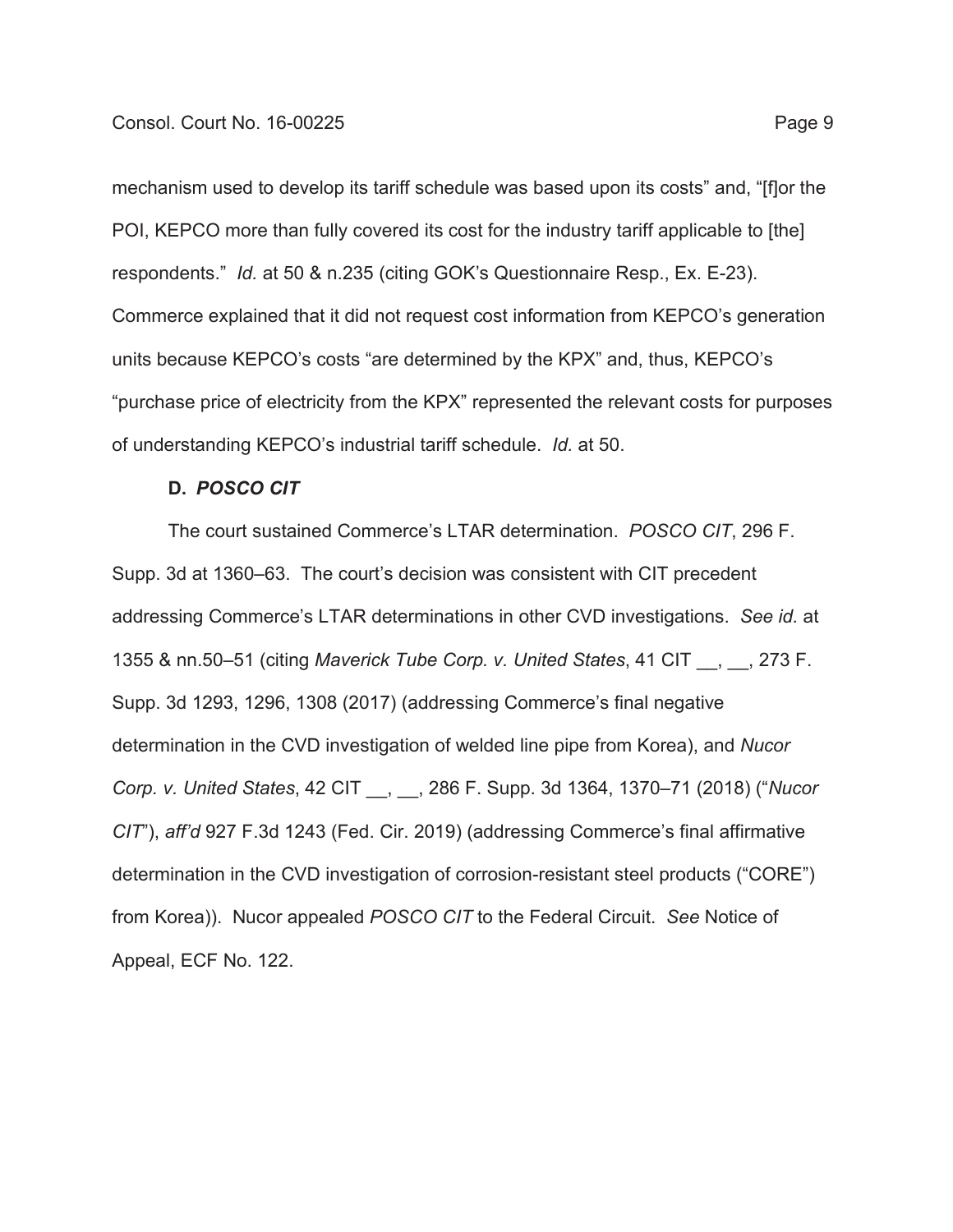mechanism used to develop its tariff schedule was based upon its costs" and, "[f]or the POI, KEPCO more than fully covered its cost for the industry tariff applicable to [the] respondents." *Id.* at 50 & n.235 (citing GOK's Questionnaire Resp., Ex. E-23). Commerce explained that it did not request cost information from KEPCO's generation units because KEPCO's costs "are determined by the KPX" and, thus, KEPCO's "purchase price of electricity from the KPX" represented the relevant costs for purposes of understanding KEPCO's industrial tariff schedule. *Id.* at 50.

**D. *POSCO CIT***

The court sustained Commerce's LTAR determination. *POSCO CIT*, 296 F. Supp. 3d at 1360–63. The court's decision was consistent with CIT precedent addressing Commerce's LTAR determinations in other CVD investigations. *See id.* at 1355 & nn.50–51 (citing *Maverick Tube Corp. v. United States*, 41 CIT \_\_, \_\_, 273 F. Supp. 3d 1293, 1296, 1308 (2017) (addressing Commerce's final negative determination in the CVD investigation of welded line pipe from Korea), and *Nucor Corp. v. United States*, 42 CIT \_\_, \_\_, 286 F. Supp. 3d 1364, 1370–71 (2018) ("*Nucor CIT*"), *aff'd* 927 F.3d 1243 (Fed. Cir. 2019) (addressing Commerce's final affirmative determination in the CVD investigation of corrosion-resistant steel products ("CORE") from Korea)). Nucor appealed *POSCO CIT* to the Federal Circuit. *See* Notice of Appeal, ECF No. 122.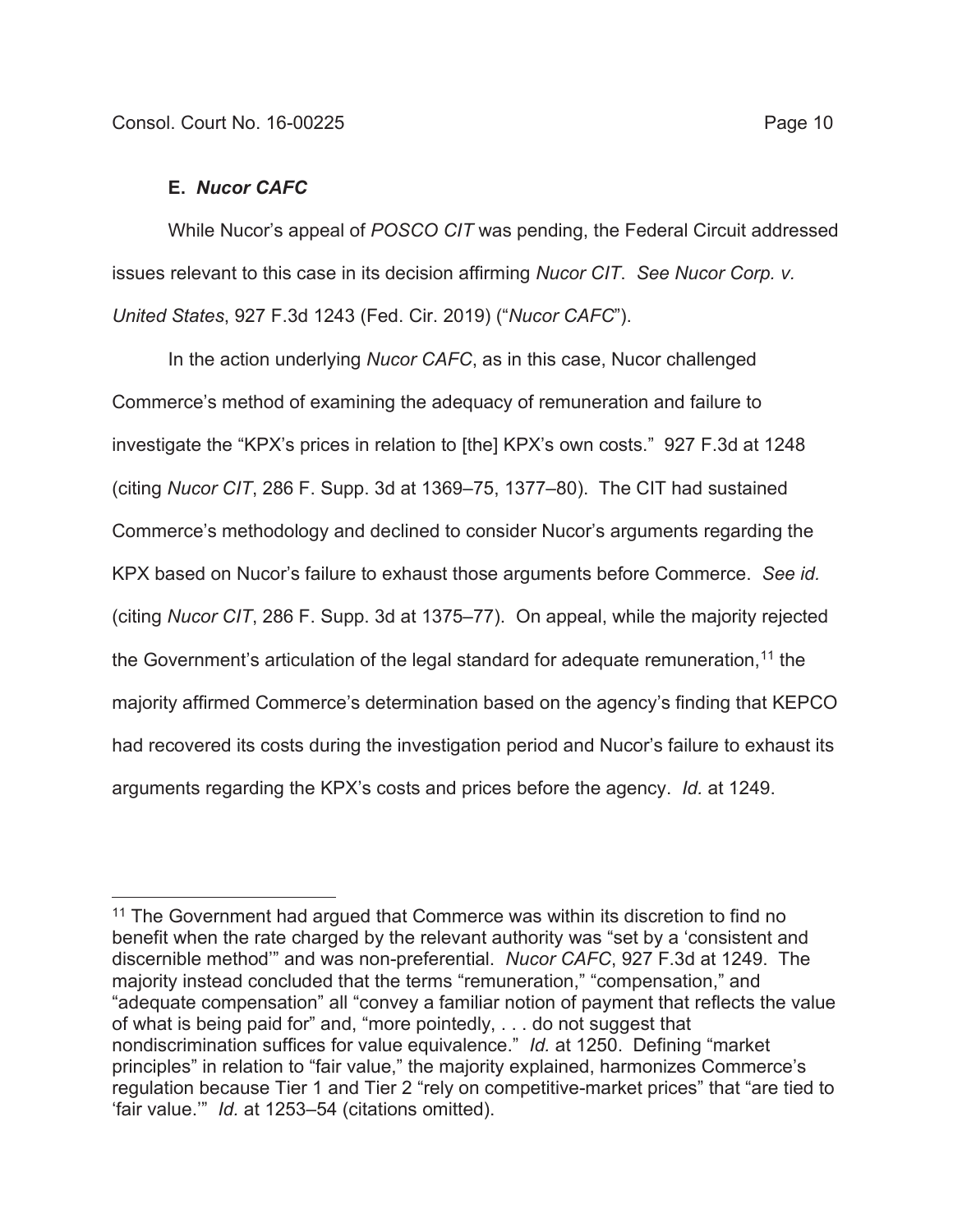### E. *Nucor CAFC*

While Nucor's appeal of *POSCO CIT* was pending, the Federal Circuit addressed issues relevant to this case in its decision affirming *Nucor CIT*. *See Nucor Corp. v. United States*, 927 F.3d 1243 (Fed. Cir. 2019) ("*Nucor CAFC*").

In the action underlying *Nucor CAFC*, as in this case, Nucor challenged Commerce's method of examining the adequacy of remuneration and failure to investigate the "KPX's prices in relation to [the] KPX's own costs." 927 F.3d at 1248 (citing *Nucor CIT*, 286 F. Supp. 3d at 1369–75, 1377–80). The CIT had sustained Commerce's methodology and declined to consider Nucor's arguments regarding the KPX based on Nucor's failure to exhaust those arguments before Commerce. *See id.* (citing *Nucor CIT*, 286 F. Supp. 3d at 1375–77). On appeal, while the majority rejected the Government's articulation of the legal standard for adequate remuneration,[11] the majority affirmed Commerce's determination based on the agency's finding that KEPCO had recovered its costs during the investigation period and Nucor's failure to exhaust its arguments regarding the KPX's costs and prices before the agency. *Id.* at 1249.

---

[11] The Government had argued that Commerce was within its discretion to find no benefit when the rate charged by the relevant authority was "set by a 'consistent and discernible method'" and was non-preferential. *Nucor CAFC*, 927 F.3d at 1249. The majority instead concluded that the terms "remuneration," "compensation," and "adequate compensation" all "convey a familiar notion of payment that reflects the value of what is being paid for" and, "more pointedly, . . . do not suggest that nondiscrimination suffices for value equivalence." *Id.* at 1250. Defining "market principles" in relation to "fair value," the majority explained, harmonizes Commerce's regulation because Tier 1 and Tier 2 "rely on competitive-market prices" that "are tied to 'fair value.'" *Id.* at 1253–54 (citations omitted).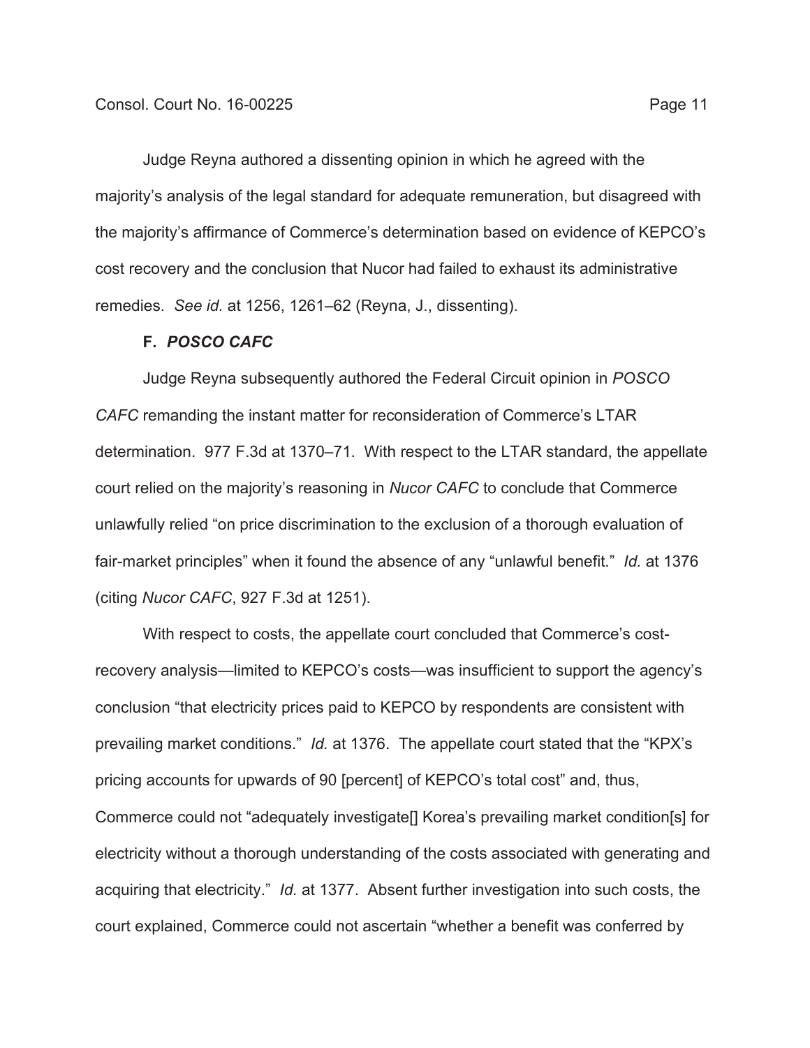Judge Reyna authored a dissenting opinion in which he agreed with the majority's analysis of the legal standard for adequate remuneration, but disagreed with the majority's affirmance of Commerce's determination based on evidence of KEPCO's cost recovery and the conclusion that Nucor had failed to exhaust its administrative remedies. *See id.* at 1256, 1261–62 (Reyna, J., dissenting).

### F. *POSCO CAFC*

Judge Reyna subsequently authored the Federal Circuit opinion in *POSCO CAFC* remanding the instant matter for reconsideration of Commerce's LTAR determination. 977 F.3d at 1370–71. With respect to the LTAR standard, the appellate court relied on the majority's reasoning in *Nucor CAFC* to conclude that Commerce unlawfully relied "on price discrimination to the exclusion of a thorough evaluation of fair-market principles" when it found the absence of any "unlawful benefit." *Id.* at 1376 (citing *Nucor CAFC*, 927 F.3d at 1251).

With respect to costs, the appellate court concluded that Commerce's cost-recovery analysis—limited to KEPCO's costs—was insufficient to support the agency's conclusion "that electricity prices paid to KEPCO by respondents are consistent with prevailing market conditions." *Id.* at 1376. The appellate court stated that the "KPX's pricing accounts for upwards of 90 [percent] of KEPCO's total cost" and, thus, Commerce could not "adequately investigate[] Korea's prevailing market condition[s] for electricity without a thorough understanding of the costs associated with generating and acquiring that electricity." *Id.* at 1377. Absent further investigation into such costs, the court explained, Commerce could not ascertain "whether a benefit was conferred by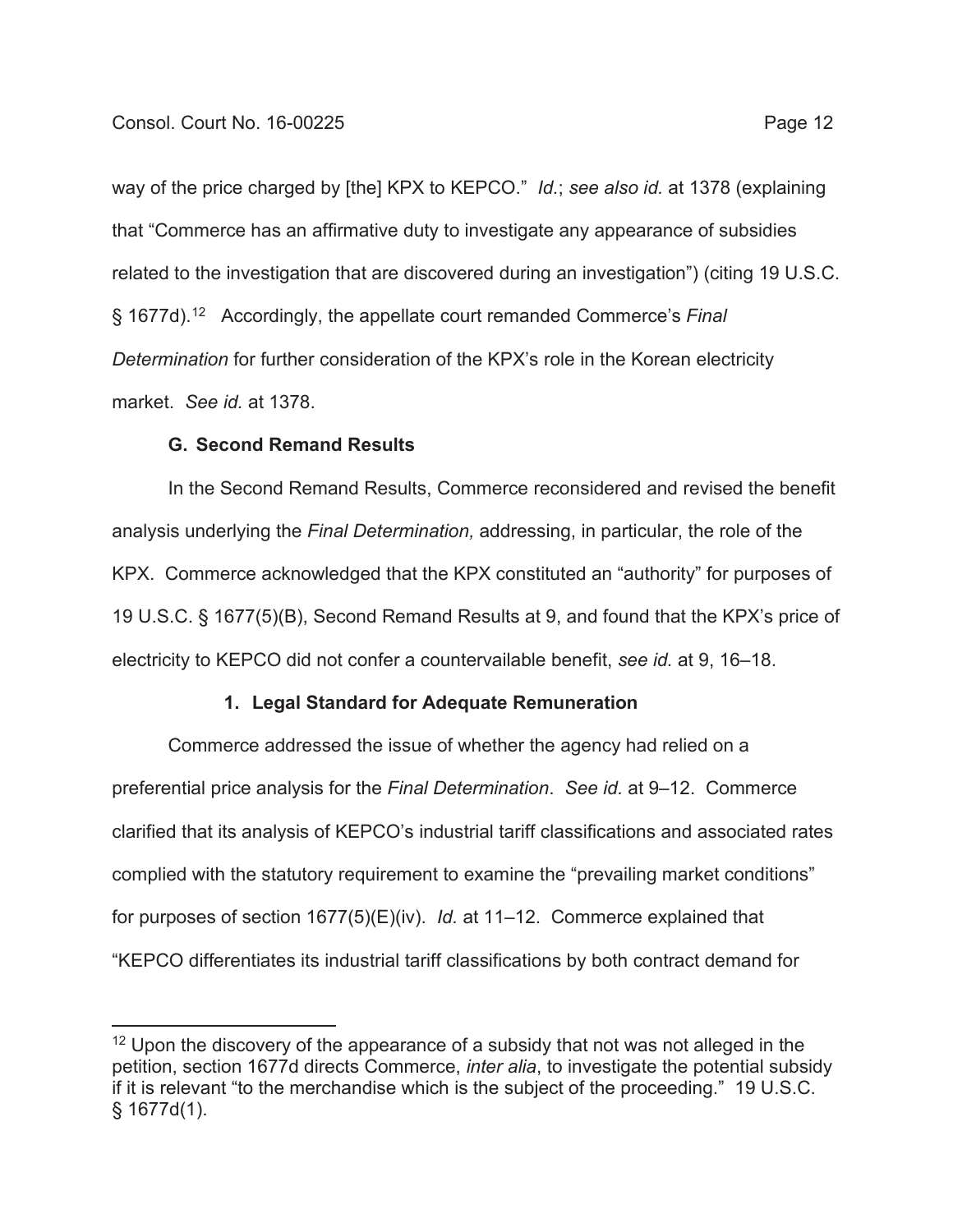way of the price charged by [the] KPX to KEPCO." *Id.*; *see also id.* at 1378 (explaining that "Commerce has an affirmative duty to investigate any appearance of subsidies related to the investigation that are discovered during an investigation") (citing 19 U.S.C. § 1677d).[12] Accordingly, the appellate court remanded Commerce's *Final Determination* for further consideration of the KPX's role in the Korean electricity market. *See id.* at 1378.

### G. Second Remand Results

In the Second Remand Results, Commerce reconsidered and revised the benefit analysis underlying the *Final Determination,* addressing, in particular, the role of the KPX. Commerce acknowledged that the KPX constituted an "authority" for purposes of 19 U.S.C. § 1677(5)(B), Second Remand Results at 9, and found that the KPX's price of electricity to KEPCO did not confer a countervailable benefit, *see id.* at 9, 16–18.

#### 1. Legal Standard for Adequate Remuneration

Commerce addressed the issue of whether the agency had relied on a preferential price analysis for the *Final Determination*. *See id.* at 9–12. Commerce clarified that its analysis of KEPCO's industrial tariff classifications and associated rates complied with the statutory requirement to examine the "prevailing market conditions" for purposes of section 1677(5)(E)(iv). *Id.* at 11–12. Commerce explained that "KEPCO differentiates its industrial tariff classifications by both contract demand for

---

[12] Upon the discovery of the appearance of a subsidy that not was not alleged in the petition, section 1677d directs Commerce, *inter alia*, to investigate the potential subsidy if it is relevant "to the merchandise which is the subject of the proceeding." 19 U.S.C. § 1677d(1).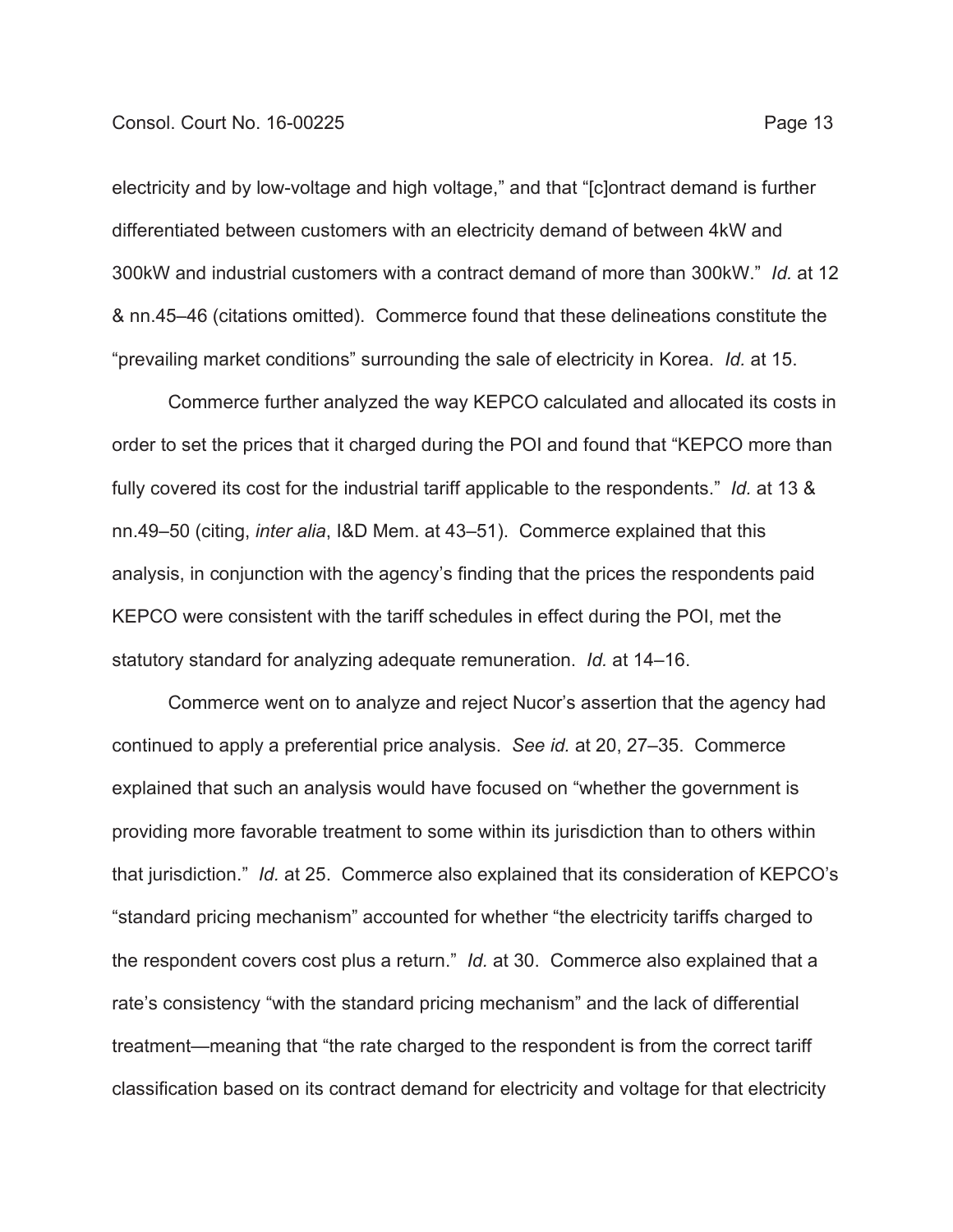electricity and by low-voltage and high voltage," and that "[c]ontract demand is further differentiated between customers with an electricity demand of between 4kW and 300kW and industrial customers with a contract demand of more than 300kW." *Id.* at 12 & nn.45–46 (citations omitted). Commerce found that these delineations constitute the "prevailing market conditions" surrounding the sale of electricity in Korea. *Id.* at 15.

Commerce further analyzed the way KEPCO calculated and allocated its costs in order to set the prices that it charged during the POI and found that "KEPCO more than fully covered its cost for the industrial tariff applicable to the respondents." *Id.* at 13 & nn.49–50 (citing, *inter alia*, I&D Mem. at 43–51). Commerce explained that this analysis, in conjunction with the agency's finding that the prices the respondents paid KEPCO were consistent with the tariff schedules in effect during the POI, met the statutory standard for analyzing adequate remuneration. *Id.* at 14–16.

Commerce went on to analyze and reject Nucor's assertion that the agency had continued to apply a preferential price analysis. *See id.* at 20, 27–35. Commerce explained that such an analysis would have focused on "whether the government is providing more favorable treatment to some within its jurisdiction than to others within that jurisdiction." *Id.* at 25. Commerce also explained that its consideration of KEPCO's "standard pricing mechanism" accounted for whether "the electricity tariffs charged to the respondent covers cost plus a return." *Id.* at 30. Commerce also explained that a rate's consistency "with the standard pricing mechanism" and the lack of differential treatment—meaning that "the rate charged to the respondent is from the correct tariff classification based on its contract demand for electricity and voltage for that electricity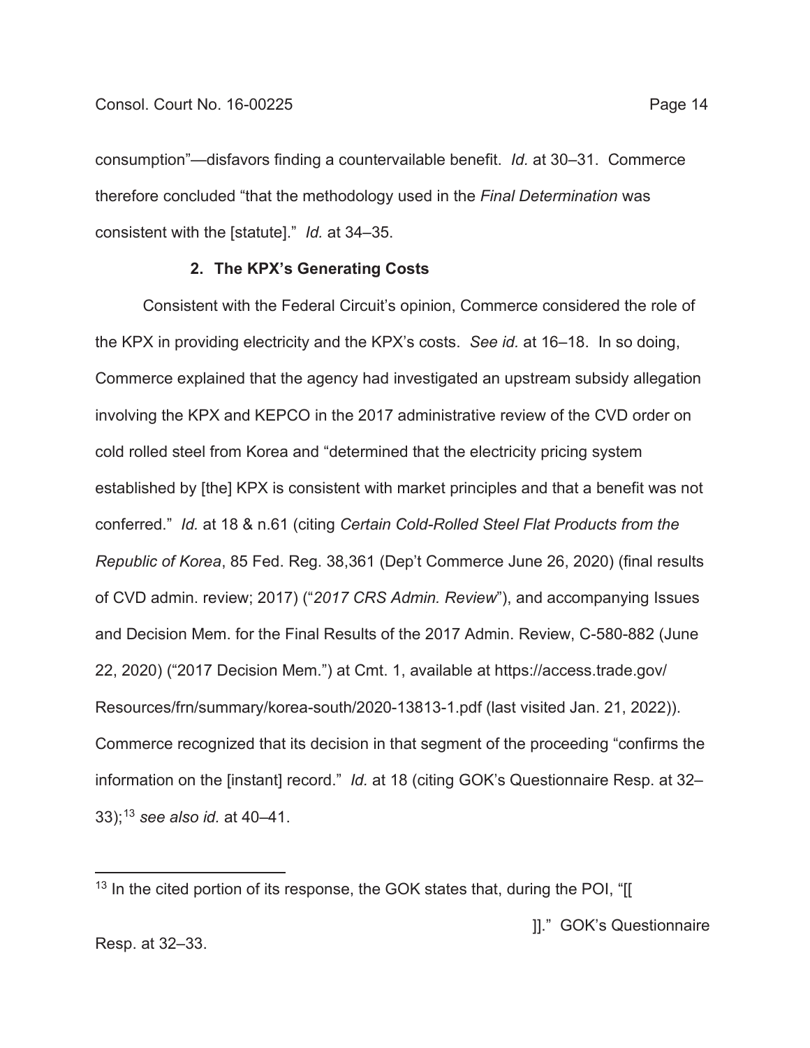consumption"—disfavors finding a countervailable benefit. *Id.* at 30–31. Commerce therefore concluded "that the methodology used in the *Final Determination* was consistent with the [statute]." *Id.* at 34–35.

### 2. The KPX's Generating Costs

Consistent with the Federal Circuit's opinion, Commerce considered the role of the KPX in providing electricity and the KPX's costs. *See id.* at 16–18. In so doing, Commerce explained that the agency had investigated an upstream subsidy allegation involving the KPX and KEPCO in the 2017 administrative review of the CVD order on cold rolled steel from Korea and "determined that the electricity pricing system established by [the] KPX is consistent with market principles and that a benefit was not conferred." *Id.* at 18 & n.61 (citing *Certain Cold-Rolled Steel Flat Products from the Republic of Korea*, 85 Fed. Reg. 38,361 (Dep't Commerce June 26, 2020) (final results of CVD admin. review; 2017) ("*2017 CRS Admin. Review*"), and accompanying Issues and Decision Mem. for the Final Results of the 2017 Admin. Review, C-580-882 (June 22, 2020) ("2017 Decision Mem.") at Cmt. 1, available at https://access.trade.gov/Resources/frn/summary/korea-south/2020-13813-1.pdf (last visited Jan. 21, 2022)). Commerce recognized that its decision in that segment of the proceeding "confirms the information on the [instant] record." *Id.* at 18 (citing GOK's Questionnaire Resp. at 32–33);[13] *see also id.* at 40–41.

---

[13] In the cited portion of its response, the GOK states that, during the POI, "[[

]]." GOK's Questionnaire Resp. at 32–33.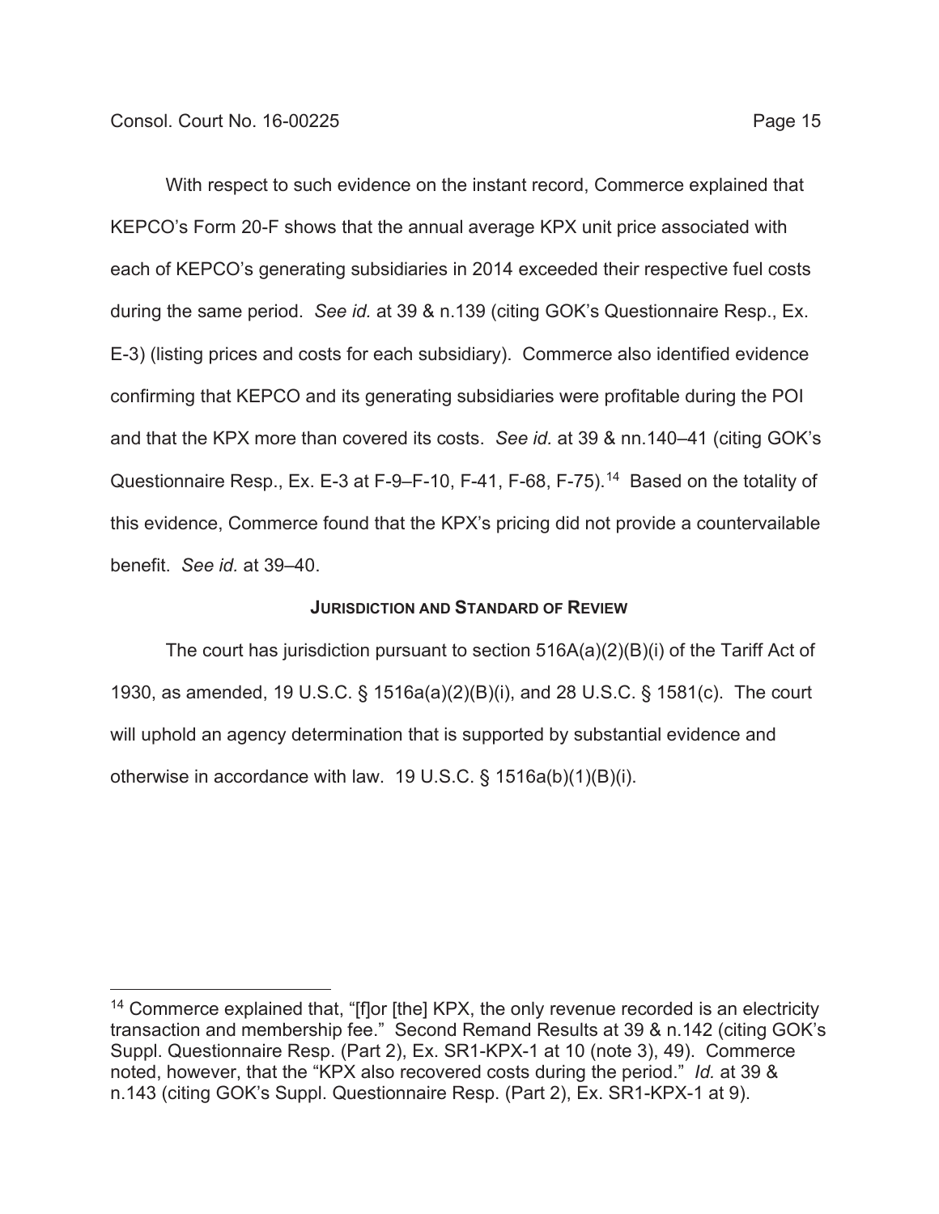With respect to such evidence on the instant record, Commerce explained that KEPCO's Form 20-F shows that the annual average KPX unit price associated with each of KEPCO's generating subsidiaries in 2014 exceeded their respective fuel costs during the same period. *See id.* at 39 & n.139 (citing GOK's Questionnaire Resp., Ex. E-3) (listing prices and costs for each subsidiary). Commerce also identified evidence confirming that KEPCO and its generating subsidiaries were profitable during the POI and that the KPX more than covered its costs. *See id.* at 39 & nn.140–41 (citing GOK's Questionnaire Resp., Ex. E-3 at F-9–F-10, F-41, F-68, F-75).[14] Based on the totality of this evidence, Commerce found that the KPX's pricing did not provide a countervailable benefit. *See id.* at 39–40.

### JURISDICTION AND STANDARD OF REVIEW

The court has jurisdiction pursuant to section 516A(a)(2)(B)(i) of the Tariff Act of 1930, as amended, 19 U.S.C. § 1516a(a)(2)(B)(i), and 28 U.S.C. § 1581(c). The court will uphold an agency determination that is supported by substantial evidence and otherwise in accordance with law. 19 U.S.C. § 1516a(b)(1)(B)(i).

---

[14] Commerce explained that, "[f]or [the] KPX, the only revenue recorded is an electricity transaction and membership fee." Second Remand Results at 39 & n.142 (citing GOK's Suppl. Questionnaire Resp. (Part 2), Ex. SR1-KPX-1 at 10 (note 3), 49). Commerce noted, however, that the "KPX also recovered costs during the period." *Id.* at 39 & n.143 (citing GOK's Suppl. Questionnaire Resp. (Part 2), Ex. SR1-KPX-1 at 9).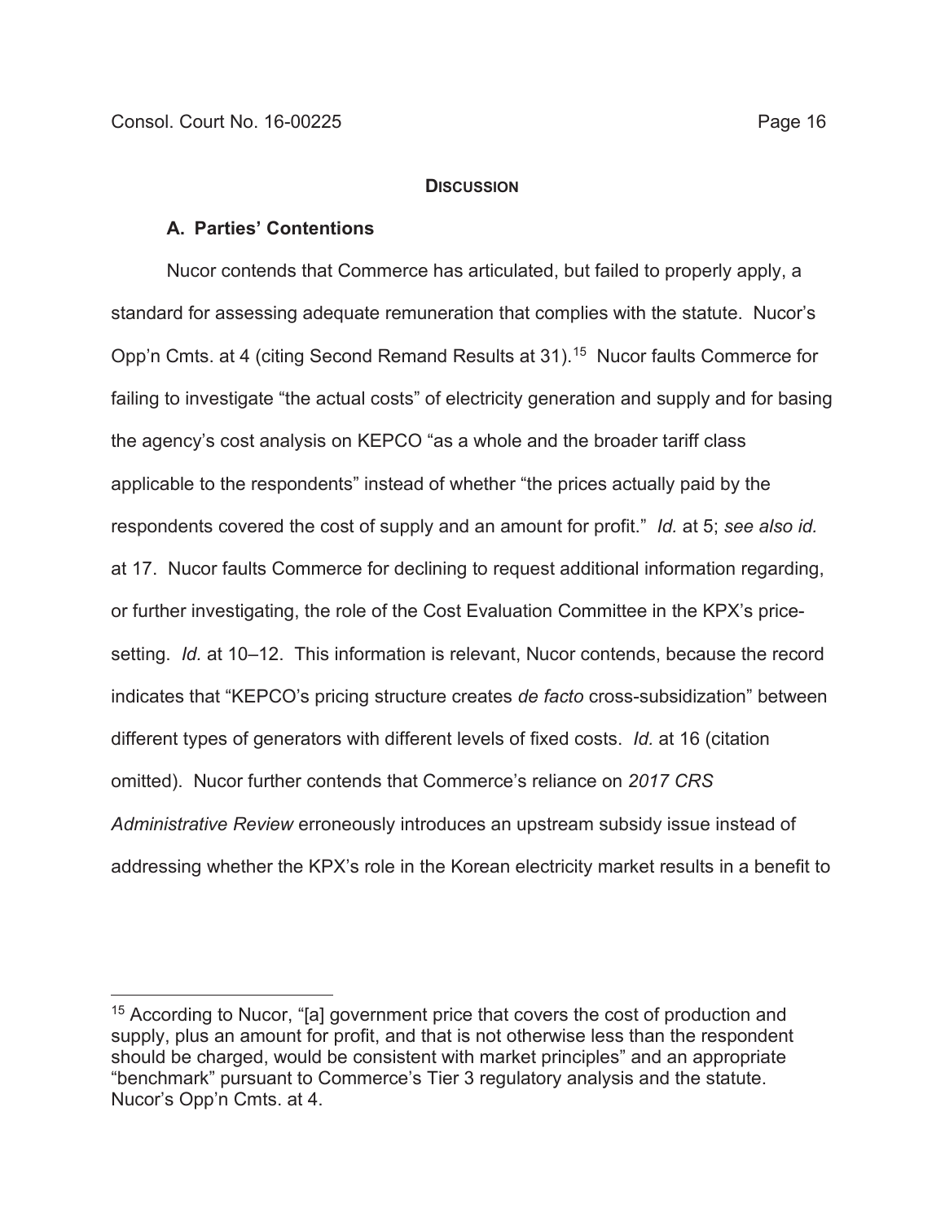## Discussion

### A. Parties' Contentions

Nucor contends that Commerce has articulated, but failed to properly apply, a standard for assessing adequate remuneration that complies with the statute. Nucor's Opp'n Cmts. at 4 (citing Second Remand Results at 31).[15] Nucor faults Commerce for failing to investigate "the actual costs" of electricity generation and supply and for basing the agency's cost analysis on KEPCO "as a whole and the broader tariff class applicable to the respondents" instead of whether "the prices actually paid by the respondents covered the cost of supply and an amount for profit." *Id.* at 5; *see also id.* at 17. Nucor faults Commerce for declining to request additional information regarding, or further investigating, the role of the Cost Evaluation Committee in the KPX's price-setting. *Id.* at 10–12. This information is relevant, Nucor contends, because the record indicates that "KEPCO's pricing structure creates *de facto* cross-subsidization" between different types of generators with different levels of fixed costs. *Id.* at 16 (citation omitted). Nucor further contends that Commerce's reliance on *2017 CRS Administrative Review* erroneously introduces an upstream subsidy issue instead of addressing whether the KPX's role in the Korean electricity market results in a benefit to

---

[15] According to Nucor, "[a] government price that covers the cost of production and supply, plus an amount for profit, and that is not otherwise less than the respondent should be charged, would be consistent with market principles" and an appropriate "benchmark" pursuant to Commerce's Tier 3 regulatory analysis and the statute. Nucor's Opp'n Cmts. at 4.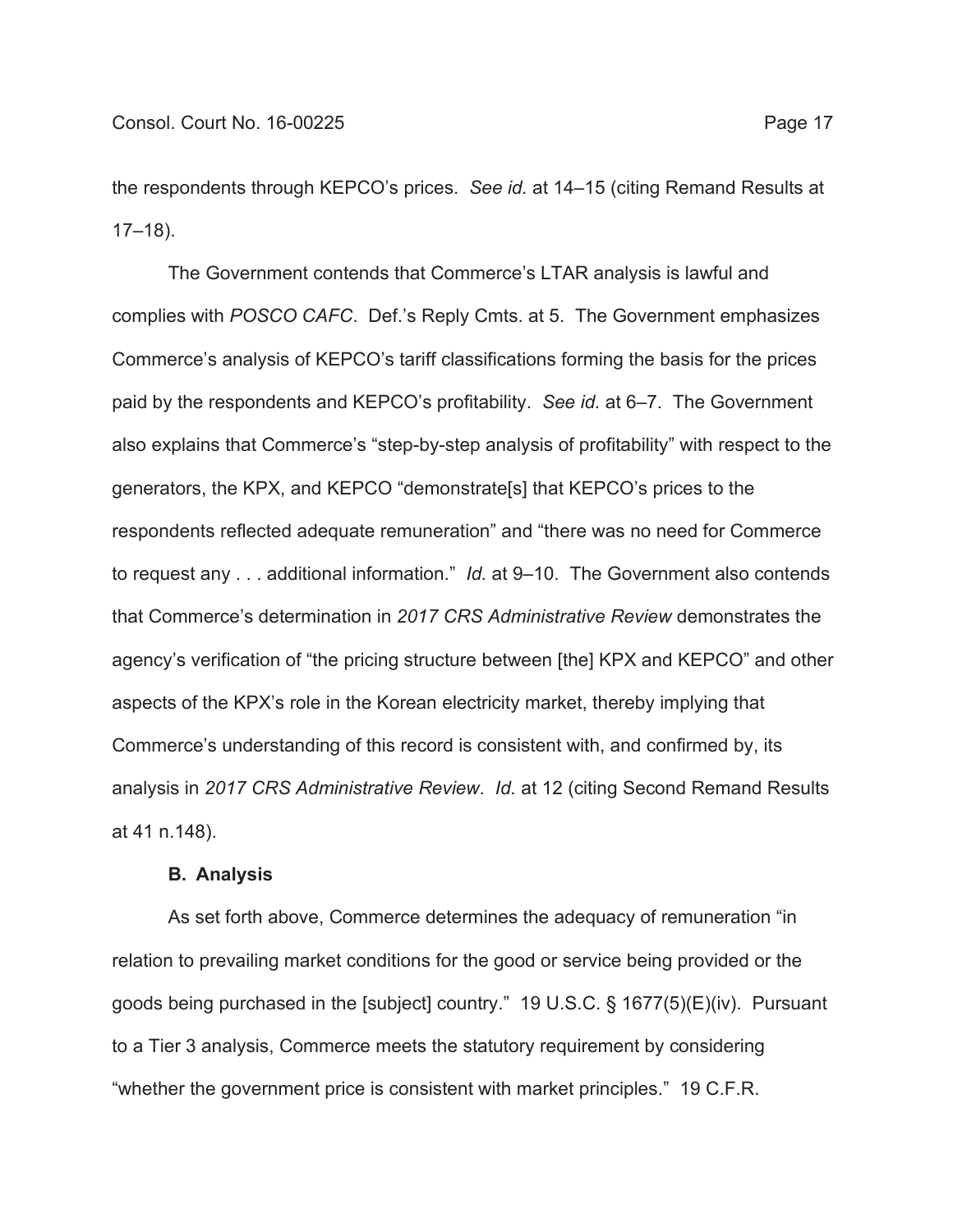the respondents through KEPCO's prices. *See id.* at 14–15 (citing Remand Results at 17–18).

The Government contends that Commerce's LTAR analysis is lawful and complies with *POSCO CAFC*. Def.'s Reply Cmts. at 5. The Government emphasizes Commerce's analysis of KEPCO's tariff classifications forming the basis for the prices paid by the respondents and KEPCO's profitability. *See id.* at 6–7. The Government also explains that Commerce's "step-by-step analysis of profitability" with respect to the generators, the KPX, and KEPCO "demonstrate[s] that KEPCO's prices to the respondents reflected adequate remuneration" and "there was no need for Commerce to request any . . . additional information." *Id.* at 9–10. The Government also contends that Commerce's determination in *2017 CRS Administrative Review* demonstrates the agency's verification of "the pricing structure between [the] KPX and KEPCO" and other aspects of the KPX's role in the Korean electricity market, thereby implying that Commerce's understanding of this record is consistent with, and confirmed by, its analysis in *2017 CRS Administrative Review*. *Id.* at 12 (citing Second Remand Results at 41 n.148).

**B. Analysis**

As set forth above, Commerce determines the adequacy of remuneration "in relation to prevailing market conditions for the good or service being provided or the goods being purchased in the [subject] country." 19 U.S.C. § 1677(5)(E)(iv). Pursuant to a Tier 3 analysis, Commerce meets the statutory requirement by considering "whether the government price is consistent with market principles." 19 C.F.R.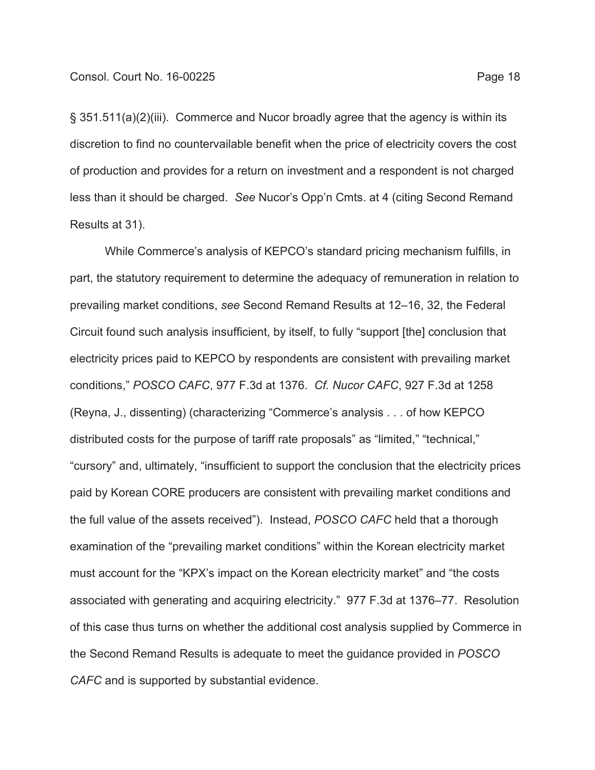§ 351.511(a)(2)(iii). Commerce and Nucor broadly agree that the agency is within its discretion to find no countervailable benefit when the price of electricity covers the cost of production and provides for a return on investment and a respondent is not charged less than it should be charged. *See* Nucor's Opp'n Cmts. at 4 (citing Second Remand Results at 31).

While Commerce's analysis of KEPCO's standard pricing mechanism fulfills, in part, the statutory requirement to determine the adequacy of remuneration in relation to prevailing market conditions, *see* Second Remand Results at 12–16, 32, the Federal Circuit found such analysis insufficient, by itself, to fully "support [the] conclusion that electricity prices paid to KEPCO by respondents are consistent with prevailing market conditions," *POSCO CAFC*, 977 F.3d at 1376. *Cf. Nucor CAFC*, 927 F.3d at 1258 (Reyna, J., dissenting) (characterizing "Commerce's analysis . . . of how KEPCO distributed costs for the purpose of tariff rate proposals" as "limited," "technical," "cursory" and, ultimately, "insufficient to support the conclusion that the electricity prices paid by Korean CORE producers are consistent with prevailing market conditions and the full value of the assets received"). Instead, *POSCO CAFC* held that a thorough examination of the "prevailing market conditions" within the Korean electricity market must account for the "KPX's impact on the Korean electricity market" and "the costs associated with generating and acquiring electricity." 977 F.3d at 1376–77. Resolution of this case thus turns on whether the additional cost analysis supplied by Commerce in the Second Remand Results is adequate to meet the guidance provided in *POSCO CAFC* and is supported by substantial evidence.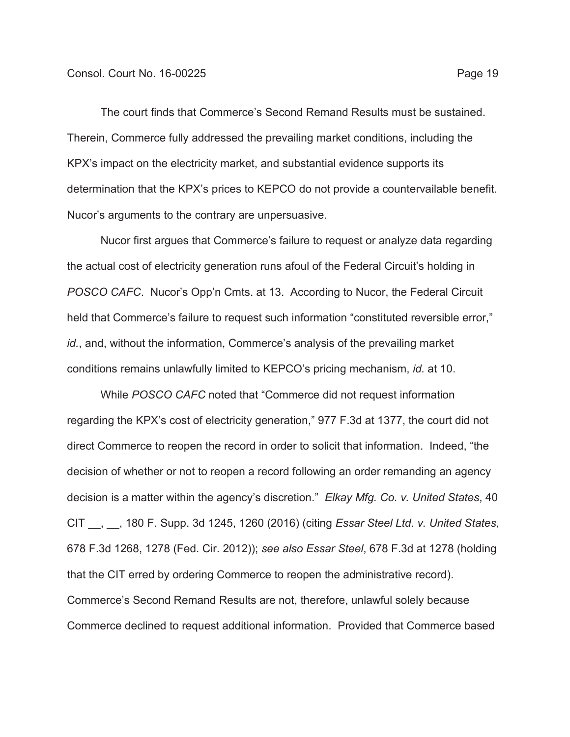The court finds that Commerce's Second Remand Results must be sustained. Therein, Commerce fully addressed the prevailing market conditions, including the KPX's impact on the electricity market, and substantial evidence supports its determination that the KPX's prices to KEPCO do not provide a countervailable benefit. Nucor's arguments to the contrary are unpersuasive.

Nucor first argues that Commerce's failure to request or analyze data regarding the actual cost of electricity generation runs afoul of the Federal Circuit's holding in *POSCO CAFC*. Nucor's Opp'n Cmts. at 13. According to Nucor, the Federal Circuit held that Commerce's failure to request such information "constituted reversible error," *id.*, and, without the information, Commerce's analysis of the prevailing market conditions remains unlawfully limited to KEPCO's pricing mechanism, *id.* at 10.

While *POSCO CAFC* noted that "Commerce did not request information regarding the KPX's cost of electricity generation," 977 F.3d at 1377, the court did not direct Commerce to reopen the record in order to solicit that information. Indeed, "the decision of whether or not to reopen a record following an order remanding an agency decision is a matter within the agency's discretion." *Elkay Mfg. Co. v. United States*, 40 CIT __, __, 180 F. Supp. 3d 1245, 1260 (2016) (citing *Essar Steel Ltd. v. United States*, 678 F.3d 1268, 1278 (Fed. Cir. 2012)); *see also Essar Steel*, 678 F.3d at 1278 (holding that the CIT erred by ordering Commerce to reopen the administrative record). Commerce's Second Remand Results are not, therefore, unlawful solely because Commerce declined to request additional information. Provided that Commerce based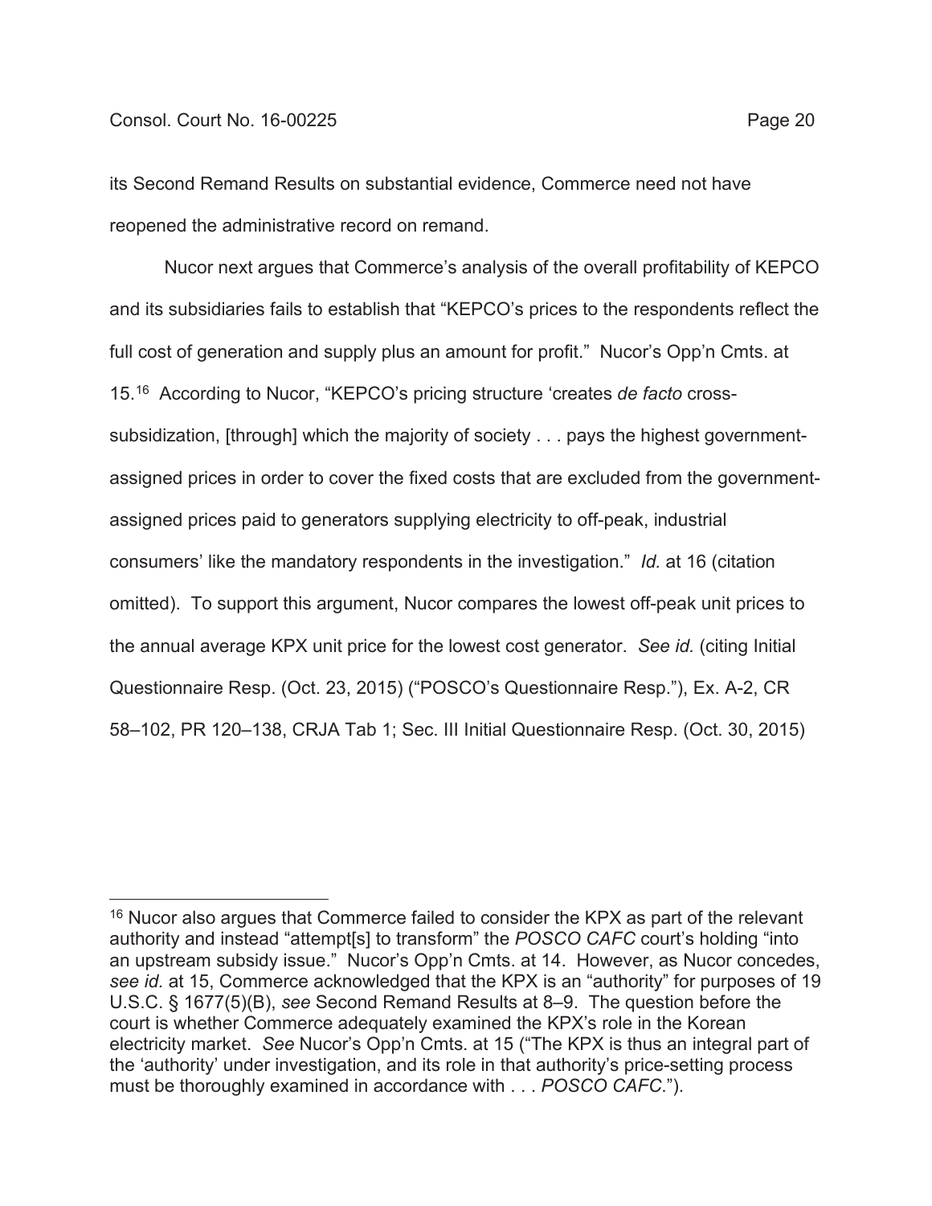its Second Remand Results on substantial evidence, Commerce need not have reopened the administrative record on remand.

Nucor next argues that Commerce's analysis of the overall profitability of KEPCO and its subsidiaries fails to establish that "KEPCO's prices to the respondents reflect the full cost of generation and supply plus an amount for profit." Nucor's Opp'n Cmts. at 15.[16] According to Nucor, "KEPCO's pricing structure 'creates *de facto* cross-subsidization, [through] which the majority of society . . . pays the highest government-assigned prices in order to cover the fixed costs that are excluded from the government-assigned prices paid to generators supplying electricity to off-peak, industrial consumers' like the mandatory respondents in the investigation." *Id.* at 16 (citation omitted). To support this argument, Nucor compares the lowest off-peak unit prices to the annual average KPX unit price for the lowest cost generator. *See id.* (citing Initial Questionnaire Resp. (Oct. 23, 2015) ("POSCO's Questionnaire Resp."), Ex. A-2, CR 58–102, PR 120–138, CRJA Tab 1; Sec. III Initial Questionnaire Resp. (Oct. 30, 2015)

---

[16] Nucor also argues that Commerce failed to consider the KPX as part of the relevant authority and instead "attempt[s] to transform" the *POSCO CAFC* court's holding "into an upstream subsidy issue." Nucor's Opp'n Cmts. at 14. However, as Nucor concedes, *see id.* at 15, Commerce acknowledged that the KPX is an "authority" for purposes of 19 U.S.C. § 1677(5)(B), *see* Second Remand Results at 8–9. The question before the court is whether Commerce adequately examined the KPX's role in the Korean electricity market. *See* Nucor's Opp'n Cmts. at 15 ("The KPX is thus an integral part of the 'authority' under investigation, and its role in that authority's price-setting process must be thoroughly examined in accordance with . . . *POSCO CAFC*.").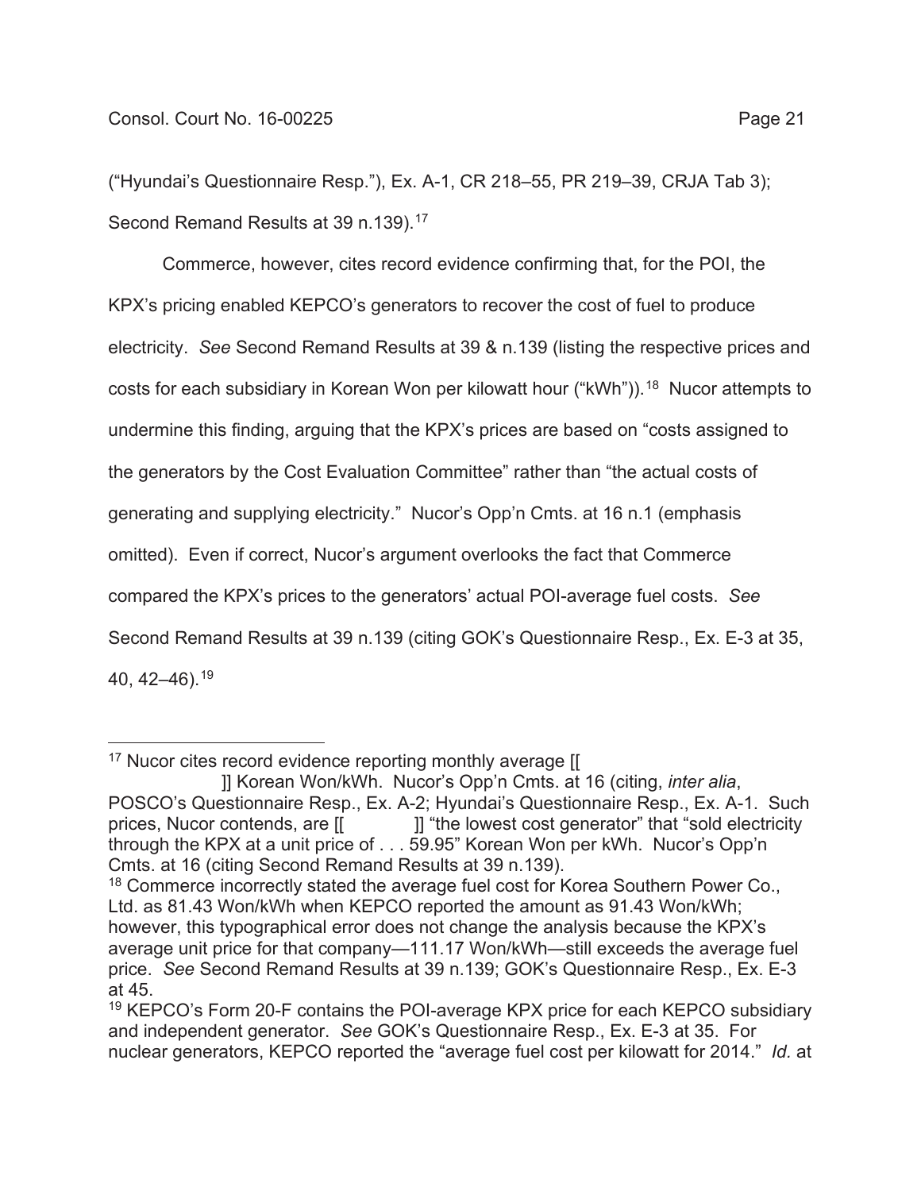("Hyundai's Questionnaire Resp."), Ex. A-1, CR 218–55, PR 219–39, CRJA Tab 3); Second Remand Results at 39 n.139).[17]

Commerce, however, cites record evidence confirming that, for the POI, the KPX's pricing enabled KEPCO's generators to recover the cost of fuel to produce electricity. *See* Second Remand Results at 39 & n.139 (listing the respective prices and costs for each subsidiary in Korean Won per kilowatt hour ("kWh")).[18] Nucor attempts to undermine this finding, arguing that the KPX's prices are based on "costs assigned to the generators by the Cost Evaluation Committee" rather than "the actual costs of generating and supplying electricity." Nucor's Opp'n Cmts. at 16 n.1 (emphasis omitted). Even if correct, Nucor's argument overlooks the fact that Commerce compared the KPX's prices to the generators' actual POI-average fuel costs. *See* Second Remand Results at 39 n.139 (citing GOK's Questionnaire Resp., Ex. E-3 at 35, 40, 42–46).[19]

---

[17] Nucor cites record evidence reporting monthly average [[ ]] Korean Won/kWh. Nucor's Opp'n Cmts. at 16 (citing, *inter alia*, POSCO's Questionnaire Resp., Ex. A-2; Hyundai's Questionnaire Resp., Ex. A-1. Such prices, Nucor contends, are [[ ]] "the lowest cost generator" that "sold electricity through the KPX at a unit price of . . . 59.95" Korean Won per kWh. Nucor's Opp'n Cmts. at 16 (citing Second Remand Results at 39 n.139).

[18] Commerce incorrectly stated the average fuel cost for Korea Southern Power Co., Ltd. as 81.43 Won/kWh when KEPCO reported the amount as 91.43 Won/kWh; however, this typographical error does not change the analysis because the KPX's average unit price for that company—111.17 Won/kWh—still exceeds the average fuel price. *See* Second Remand Results at 39 n.139; GOK's Questionnaire Resp., Ex. E-3 at 45.

[19] KEPCO's Form 20-F contains the POI-average KPX price for each KEPCO subsidiary and independent generator. *See* GOK's Questionnaire Resp., Ex. E-3 at 35. For nuclear generators, KEPCO reported the "average fuel cost per kilowatt for 2014." *Id.* at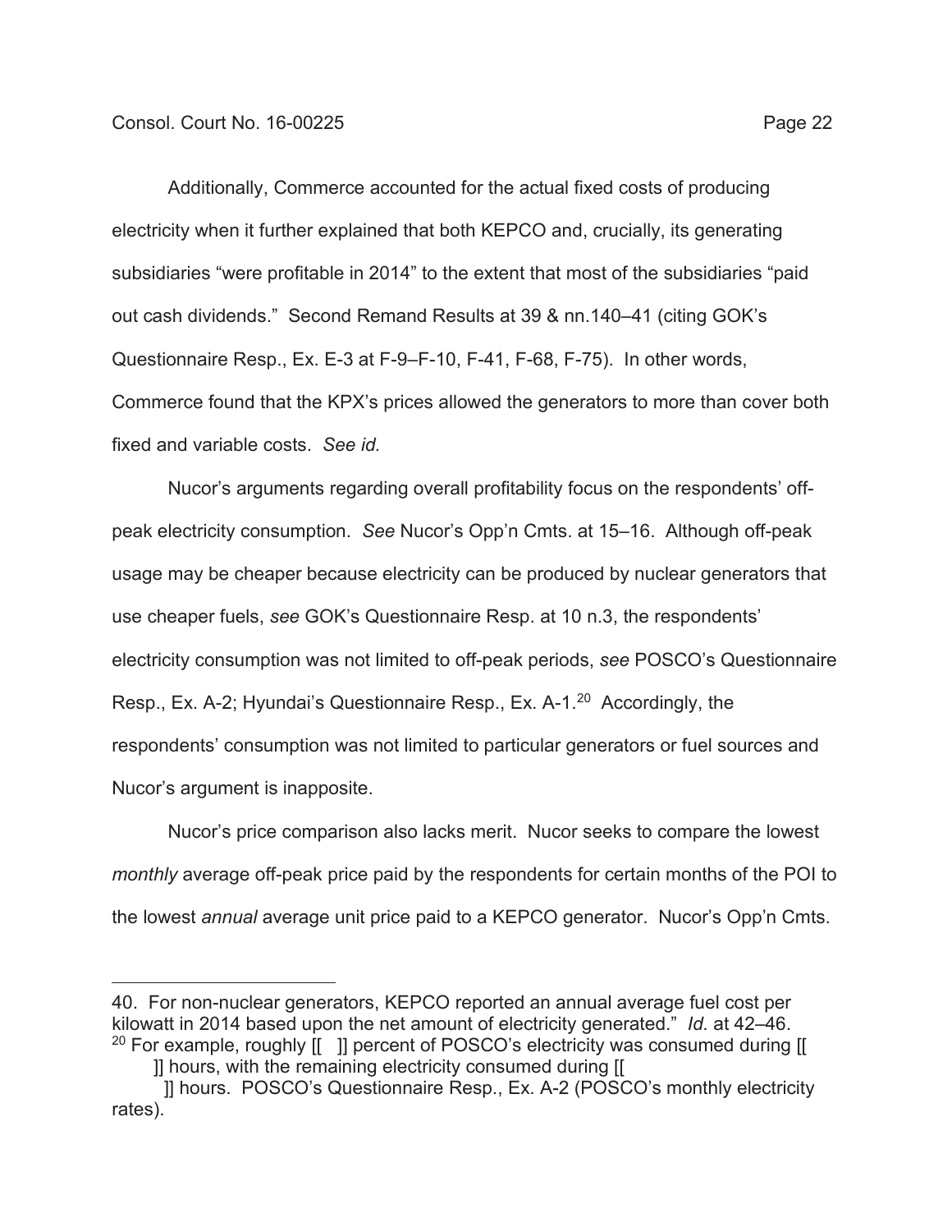Additionally, Commerce accounted for the actual fixed costs of producing electricity when it further explained that both KEPCO and, crucially, its generating subsidiaries "were profitable in 2014" to the extent that most of the subsidiaries "paid out cash dividends." Second Remand Results at 39 & nn.140–41 (citing GOK's Questionnaire Resp., Ex. E-3 at F-9–F-10, F-41, F-68, F-75). In other words, Commerce found that the KPX's prices allowed the generators to more than cover both fixed and variable costs. *See id.*

Nucor's arguments regarding overall profitability focus on the respondents' off-peak electricity consumption. *See* Nucor's Opp'n Cmts. at 15–16. Although off-peak usage may be cheaper because electricity can be produced by nuclear generators that use cheaper fuels, *see* GOK's Questionnaire Resp. at 10 n.3, the respondents' electricity consumption was not limited to off-peak periods, *see* POSCO's Questionnaire Resp., Ex. A-2; Hyundai's Questionnaire Resp., Ex. A-1.[20] Accordingly, the respondents' consumption was not limited to particular generators or fuel sources and Nucor's argument is inapposite.

Nucor's price comparison also lacks merit. Nucor seeks to compare the lowest *monthly* average off-peak price paid by the respondents for certain months of the POI to the lowest *annual* average unit price paid to a KEPCO generator. Nucor's Opp'n Cmts.

---

40. For non-nuclear generators, KEPCO reported an annual average fuel cost per kilowatt in 2014 based upon the net amount of electricity generated." *Id.* at 42–46.

[20] For example, roughly [[ ]] percent of POSCO's electricity was consumed during [[ ]] hours, with the remaining electricity consumed during [[ ]] hours. POSCO's Questionnaire Resp., Ex. A-2 (POSCO's monthly electricity rates).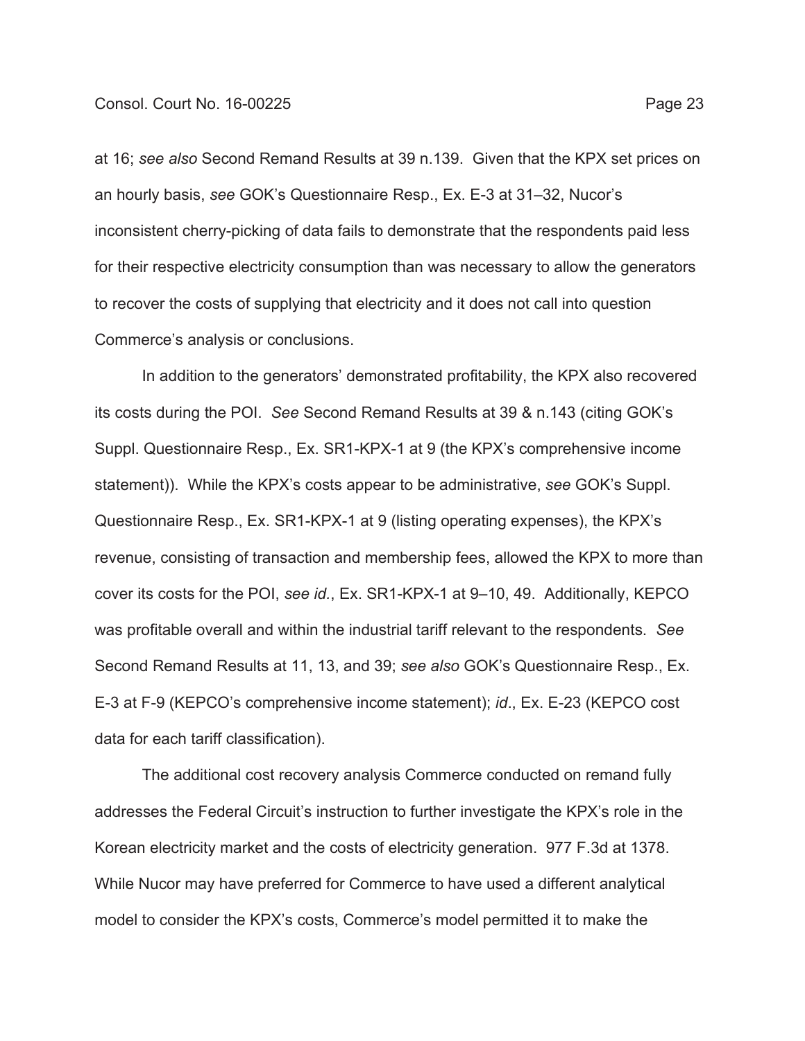at 16; *see also* Second Remand Results at 39 n.139. Given that the KPX set prices on an hourly basis, *see* GOK's Questionnaire Resp., Ex. E-3 at 31–32, Nucor's inconsistent cherry-picking of data fails to demonstrate that the respondents paid less for their respective electricity consumption than was necessary to allow the generators to recover the costs of supplying that electricity and it does not call into question Commerce's analysis or conclusions.

In addition to the generators' demonstrated profitability, the KPX also recovered its costs during the POI. *See* Second Remand Results at 39 & n.143 (citing GOK's Suppl. Questionnaire Resp., Ex. SR1-KPX-1 at 9 (the KPX's comprehensive income statement)). While the KPX's costs appear to be administrative, *see* GOK's Suppl. Questionnaire Resp., Ex. SR1-KPX-1 at 9 (listing operating expenses), the KPX's revenue, consisting of transaction and membership fees, allowed the KPX to more than cover its costs for the POI, *see id.*, Ex. SR1-KPX-1 at 9–10, 49. Additionally, KEPCO was profitable overall and within the industrial tariff relevant to the respondents. *See* Second Remand Results at 11, 13, and 39; *see also* GOK's Questionnaire Resp., Ex. E-3 at F-9 (KEPCO's comprehensive income statement); *id*., Ex. E-23 (KEPCO cost data for each tariff classification).

The additional cost recovery analysis Commerce conducted on remand fully addresses the Federal Circuit's instruction to further investigate the KPX's role in the Korean electricity market and the costs of electricity generation. 977 F.3d at 1378. While Nucor may have preferred for Commerce to have used a different analytical model to consider the KPX's costs, Commerce's model permitted it to make the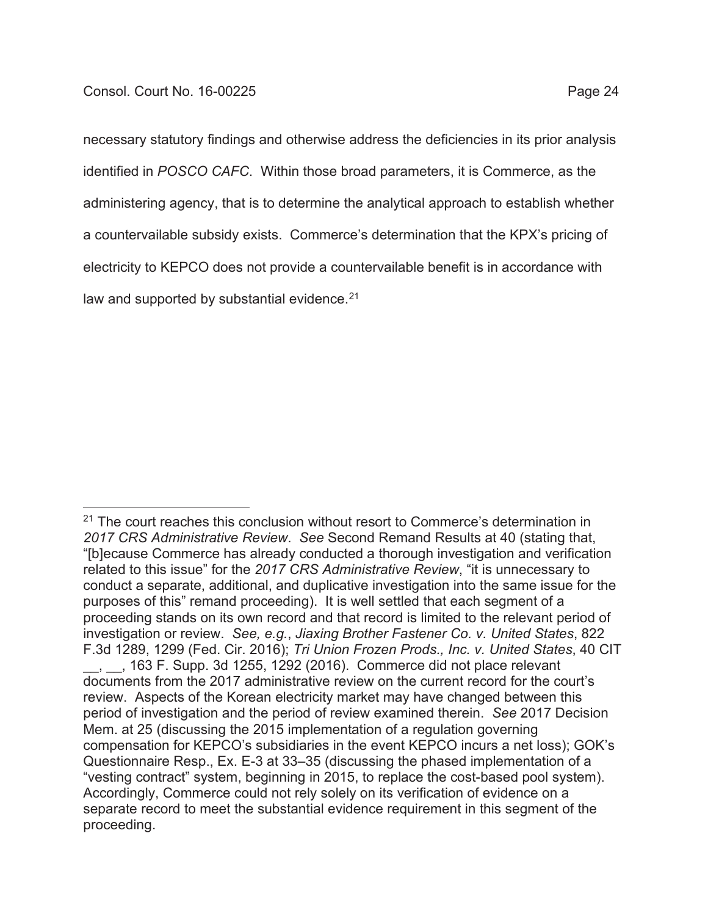necessary statutory findings and otherwise address the deficiencies in its prior analysis identified in *POSCO CAFC*. Within those broad parameters, it is Commerce, as the administering agency, that is to determine the analytical approach to establish whether a countervailable subsidy exists. Commerce's determination that the KPX's pricing of electricity to KEPCO does not provide a countervailable benefit is in accordance with law and supported by substantial evidence.[21]

---

[21] The court reaches this conclusion without resort to Commerce's determination in *2017 CRS Administrative Review*. *See* Second Remand Results at 40 (stating that, "[b]ecause Commerce has already conducted a thorough investigation and verification related to this issue" for the *2017 CRS Administrative Review*, "it is unnecessary to conduct a separate, additional, and duplicative investigation into the same issue for the purposes of this" remand proceeding). It is well settled that each segment of a proceeding stands on its own record and that record is limited to the relevant period of investigation or review. *See, e.g.*, *Jiaxing Brother Fastener Co. v. United States*, 822 F.3d 1289, 1299 (Fed. Cir. 2016); *Tri Union Frozen Prods., Inc. v. United States*, 40 CIT __, __, 163 F. Supp. 3d 1255, 1292 (2016). Commerce did not place relevant documents from the 2017 administrative review on the current record for the court's review. Aspects of the Korean electricity market may have changed between this period of investigation and the period of review examined therein. *See* 2017 Decision Mem. at 25 (discussing the 2015 implementation of a regulation governing compensation for KEPCO's subsidiaries in the event KEPCO incurs a net loss); GOK's Questionnaire Resp., Ex. E-3 at 33–35 (discussing the phased implementation of a "vesting contract" system, beginning in 2015, to replace the cost-based pool system). Accordingly, Commerce could not rely solely on its verification of evidence on a separate record to meet the substantial evidence requirement in this segment of the proceeding.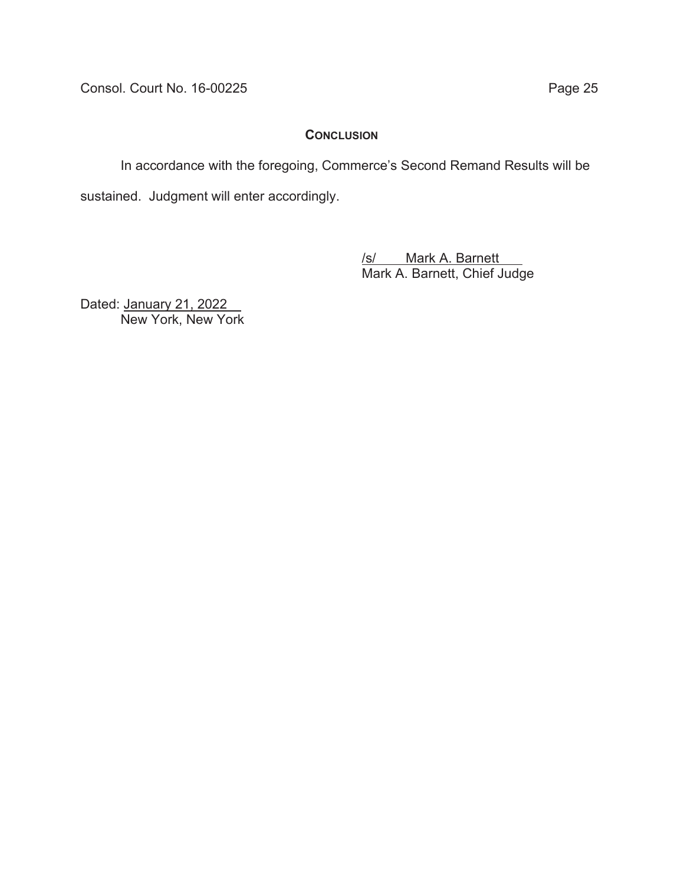## CONCLUSION

In accordance with the foregoing, Commerce's Second Remand Results will be sustained. Judgment will enter accordingly.

/s/ Mark A. Barnett
Mark A. Barnett, Chief Judge

Dated: January 21, 2022
New York, New York